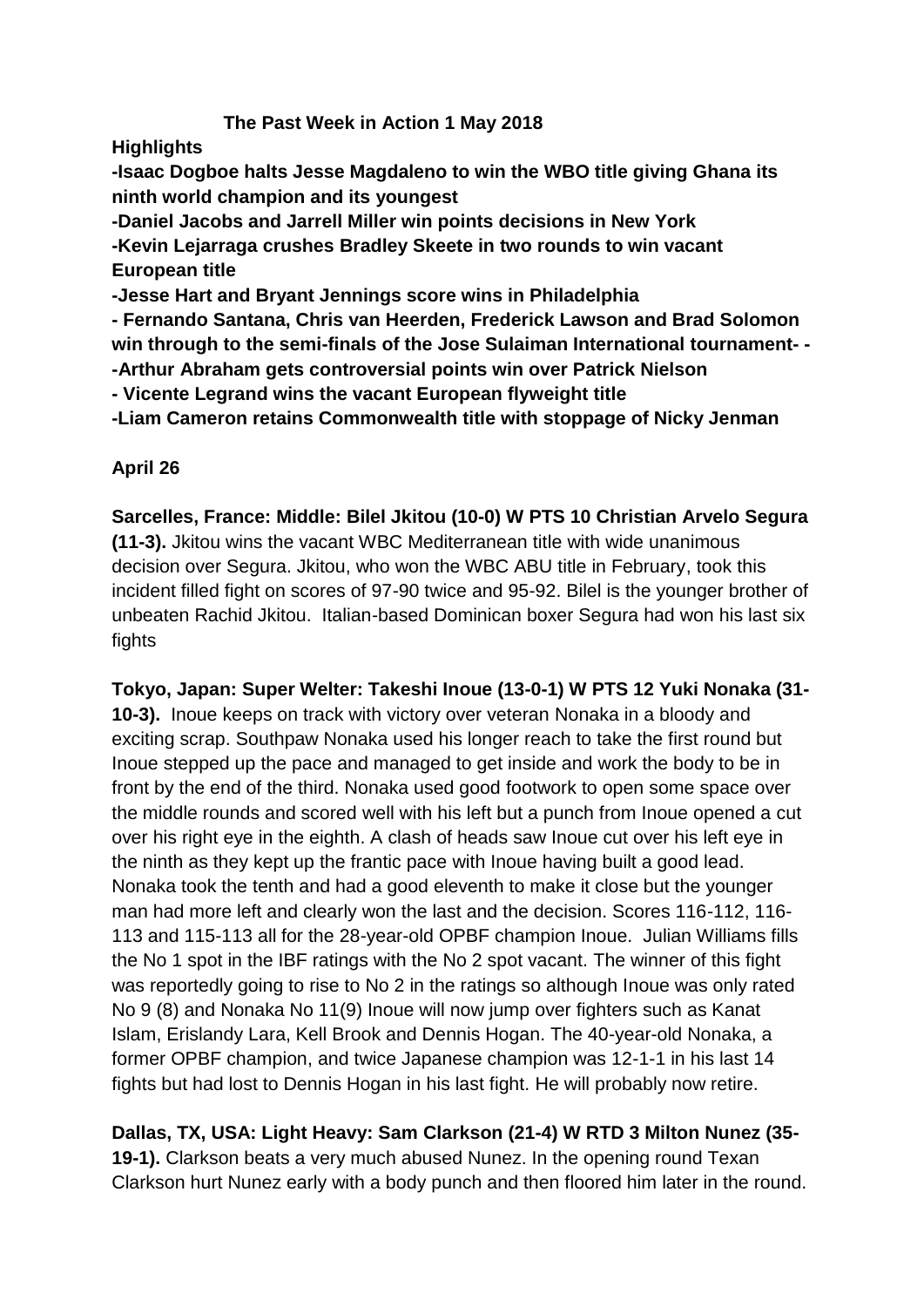# The Past Week in Action 1 May 2018

**Highlights**

**-Isaac Dogboe halts Jesse Magdaleno to win the WBO title giving Ghana its ninth world champion and its youngest**

**-Daniel Jacobs and Jarrell Miller win points decisions in New York**

**-Kevin Lejarraga crushes Bradley Skeete in two rounds to win vacant European title**

**-Jesse Hart and Bryant Jennings score wins in Philadelphia**

**- Fernando Santana, Chris van Heerden, Frederick Lawson and Brad Solomon win through to the semi-finals of the Jose Sulaiman International tournament- -**

**-Arthur Abraham gets controversial points win over Patrick Nielson**

**- Vicente Legrand wins the vacant European flyweight title**

**-Liam Cameron retains Commonwealth title with stoppage of Nicky Jenman**

## April 26

**Sarcelles, France: Middle: Bilel Jkitou (10-0) W PTS 10 Christian Arvelo Segura (11-3).** Jkitou wins the vacant WBC Mediterranean title with wide unanimous decision over Segura. Jkitou, who won the WBC ABU title in February, took this incident filled fight on scores of 97-90 twice and 95-92. Bilel is the younger brother of unbeaten Rachid Jkitou. Italian-based Dominican boxer Segura had won his last six fights

**Tokyo, Japan: Super Welter: Takeshi Inoue (13-0-1) W PTS 12 Yuki Nonaka (31-10-3).** Inoue keeps on track with victory over veteran Nonaka in a bloody and exciting scrap. Southpaw Nonaka used his longer reach to take the first round but Inoue stepped up the pace and managed to get inside and work the body to be in front by the end of the third. Nonaka used good footwork to open some space over the middle rounds and scored well with his left but a punch from Inoue opened a cut over his right eye in the eighth. A clash of heads saw Inoue cut over his left eye in the ninth as they kept up the frantic pace with Inoue having built a good lead. Nonaka took the tenth and had a good eleventh to make it close but the younger man had more left and clearly won the last and the decision. Scores 116-112, 116-113 and 115-113 all for the 28-year-old OPBF champion Inoue. Julian Williams fills the No 1 spot in the IBF ratings with the No 2 spot vacant. The winner of this fight was reportedly going to rise to No 2 in the ratings so although Inoue was only rated No 9 (8) and Nonaka No 11(9) Inoue will now jump over fighters such as Kanat Islam, Erislandy Lara, Kell Brook and Dennis Hogan. The 40-year-old Nonaka, a former OPBF champion, and twice Japanese champion was 12-1-1 in his last 14 fights but had lost to Dennis Hogan in his last fight. He will probably now retire.

**Dallas, TX, USA: Light Heavy: Sam Clarkson (21-4) W RTD 3 Milton Nunez (35-19-1).** Clarkson beats a very much abused Nunez. In the opening round Texan Clarkson hurt Nunez early with a body punch and then floored him later in the round.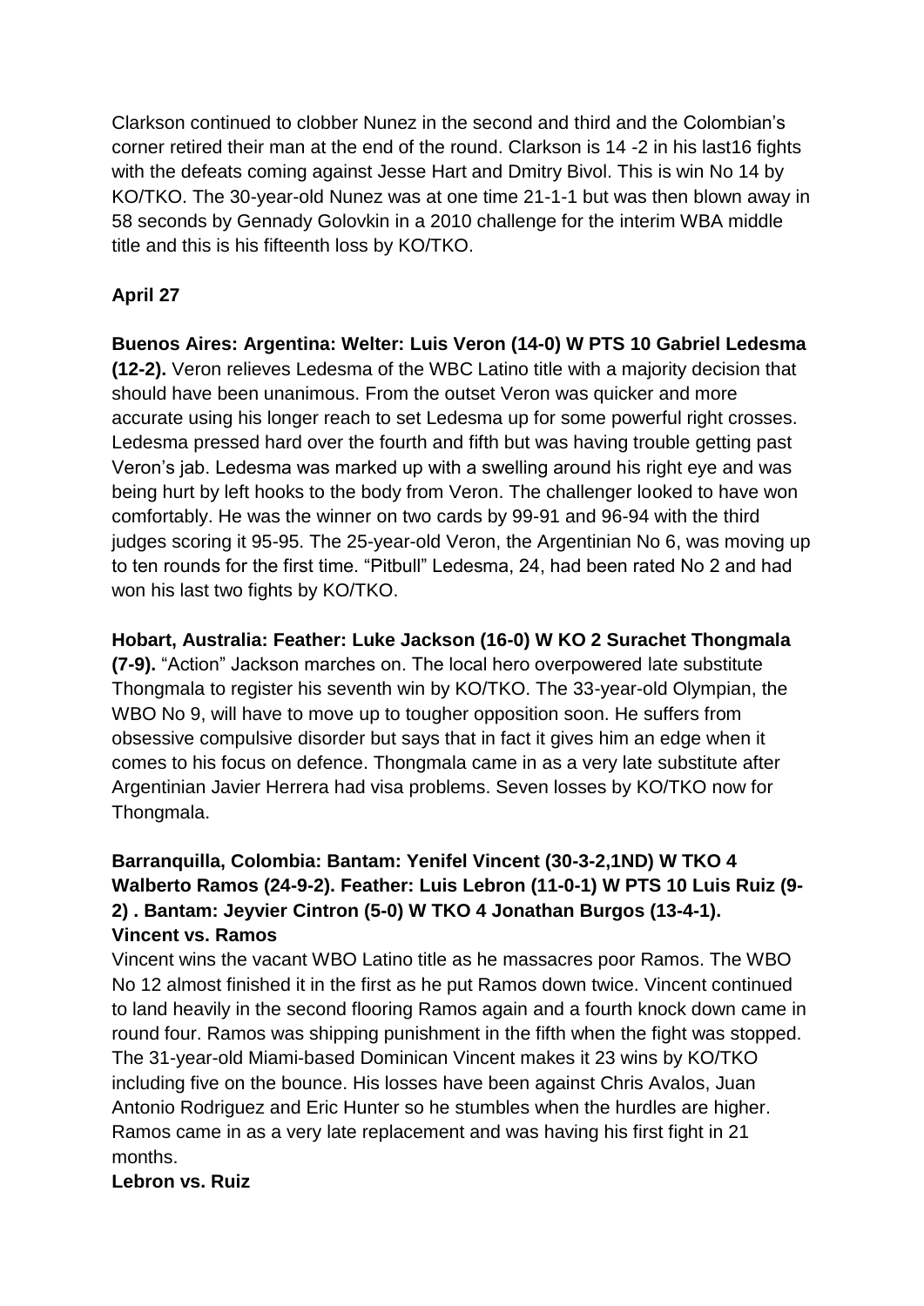Clarkson continued to clobber Nunez in the second and third and the Colombian's corner retired their man at the end of the round. Clarkson is 14 -2 in his last16 fights with the defeats coming against Jesse Hart and Dmitry Bivol. This is win No 14 by KO/TKO. The 30-year-old Nunez was at one time 21-1-1 but was then blown away in 58 seconds by Gennady Golovkin in a 2010 challenge for the interim WBA middle title and this is his fifteenth loss by KO/TKO.

## April 27

**Buenos Aires: Argentina: Welter: Luis Veron (14-0) W PTS 10 Gabriel Ledesma (12-2).** Veron relieves Ledesma of the WBC Latino title with a majority decision that should have been unanimous. From the outset Veron was quicker and more accurate using his longer reach to set Ledesma up for some powerful right crosses. Ledesma pressed hard over the fourth and fifth but was having trouble getting past Veron's jab. Ledesma was marked up with a swelling around his right eye and was being hurt by left hooks to the body from Veron. The challenger looked to have won comfortably. He was the winner on two cards by 99-91 and 96-94 with the third judges scoring it 95-95. The 25-year-old Veron, the Argentinian No 6, was moving up to ten rounds for the first time. "Pitbull" Ledesma, 24, had been rated No 2 and had won his last two fights by KO/TKO.

**Hobart, Australia: Feather: Luke Jackson (16-0) W KO 2 Surachet Thongmala (7-9).** "Action" Jackson marches on. The local hero overpowered late substitute Thongmala to register his seventh win by KO/TKO. The 33-year-old Olympian, the WBO No 9, will have to move up to tougher opposition soon. He suffers from obsessive compulsive disorder but says that in fact it gives him an edge when it comes to his focus on defence. Thongmala came in as a very late substitute after Argentinian Javier Herrera had visa problems. Seven losses by KO/TKO now for Thongmala.

**Barranquilla, Colombia: Bantam: Yenifel Vincent (30-3-2,1ND) W TKO 4 Walberto Ramos (24-9-2). Feather: Luis Lebron (11-0-1) W PTS 10 Luis Ruiz (9-2) . Bantam: Jeyvier Cintron (5-0) W TKO 4 Jonathan Burgos (13-4-1).**

**Vincent vs. Ramos**

Vincent wins the vacant WBO Latino title as he massacres poor Ramos. The WBO No 12 almost finished it in the first as he put Ramos down twice. Vincent continued to land heavily in the second flooring Ramos again and a fourth knock down came in round four. Ramos was shipping punishment in the fifth when the fight was stopped. The 31-year-old Miami-based Dominican Vincent makes it 23 wins by KO/TKO including five on the bounce. His losses have been against Chris Avalos, Juan Antonio Rodriguez and Eric Hunter so he stumbles when the hurdles are higher. Ramos came in as a very late replacement and was having his first fight in 21 months.

**Lebron vs. Ruiz**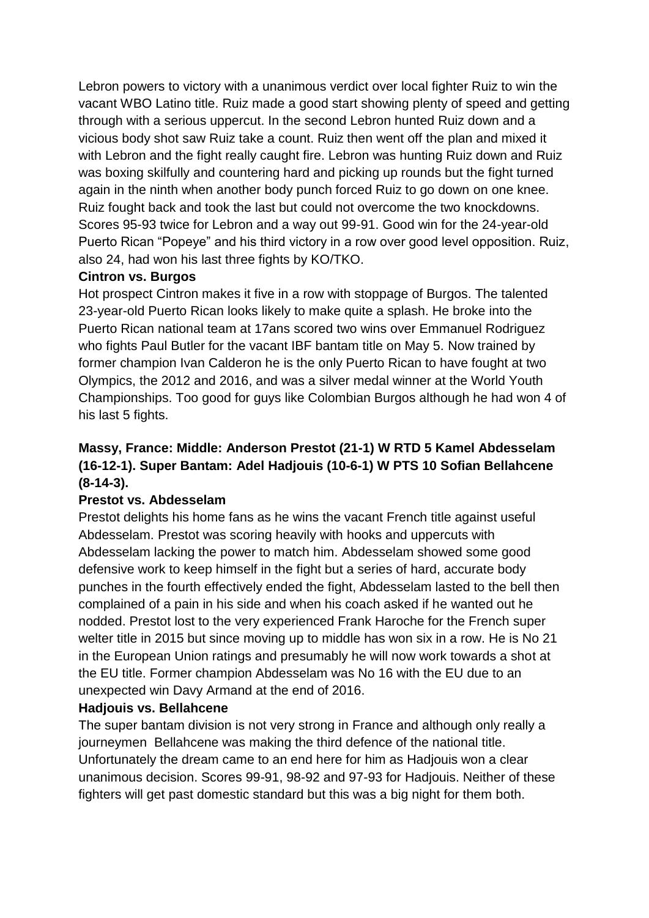Lebron powers to victory with a unanimous verdict over local fighter Ruiz to win the vacant WBO Latino title. Ruiz made a good start showing plenty of speed and getting through with a serious uppercut. In the second Lebron hunted Ruiz down and a vicious body shot saw Ruiz take a count. Ruiz then went off the plan and mixed it with Lebron and the fight really caught fire. Lebron was hunting Ruiz down and Ruiz was boxing skilfully and countering hard and picking up rounds but the fight turned again in the ninth when another body punch forced Ruiz to go down on one knee. Ruiz fought back and took the last but could not overcome the two knockdowns. Scores 95-93 twice for Lebron and a way out 99-91. Good win for the 24-year-old Puerto Rican "Popeye" and his third victory in a row over good level opposition. Ruiz, also 24, had won his last three fights by KO/TKO.

**Cintron vs. Burgos**

Hot prospect Cintron makes it five in a row with stoppage of Burgos. The talented 23-year-old Puerto Rican looks likely to make quite a splash. He broke into the Puerto Rican national team at 17ans scored two wins over Emmanuel Rodriguez who fights Paul Butler for the vacant IBF bantam title on May 5. Now trained by former champion Ivan Calderon he is the only Puerto Rican to have fought at two Olympics, the 2012 and 2016, and was a silver medal winner at the World Youth Championships. Too good for guys like Colombian Burgos although he had won 4 of his last 5 fights.

**Massy, France: Middle: Anderson Prestot (21-1) W RTD 5 Kamel Abdesselam (16-12-1). Super Bantam: Adel Hadjouis (10-6-1) W PTS 10 Sofian Bellahcene (8-14-3).**

**Prestot vs. Abdesselam**

Prestot delights his home fans as he wins the vacant French title against useful Abdesselam. Prestot was scoring heavily with hooks and uppercuts with Abdesselam lacking the power to match him. Abdesselam showed some good defensive work to keep himself in the fight but a series of hard, accurate body punches in the fourth effectively ended the fight, Abdesselam lasted to the bell then complained of a pain in his side and when his coach asked if he wanted out he nodded. Prestot lost to the very experienced Frank Haroche for the French super welter title in 2015 but since moving up to middle has won six in a row. He is No 21 in the European Union ratings and presumably he will now work towards a shot at the EU title. Former champion Abdesselam was No 16 with the EU due to an unexpected win Davy Armand at the end of 2016.

**Hadjouis vs. Bellahcene**

The super bantam division is not very strong in France and although only really a journeymen Bellahcene was making the third defence of the national title. Unfortunately the dream came to an end here for him as Hadjouis won a clear unanimous decision. Scores 99-91, 98-92 and 97-93 for Hadjouis. Neither of these fighters will get past domestic standard but this was a big night for them both.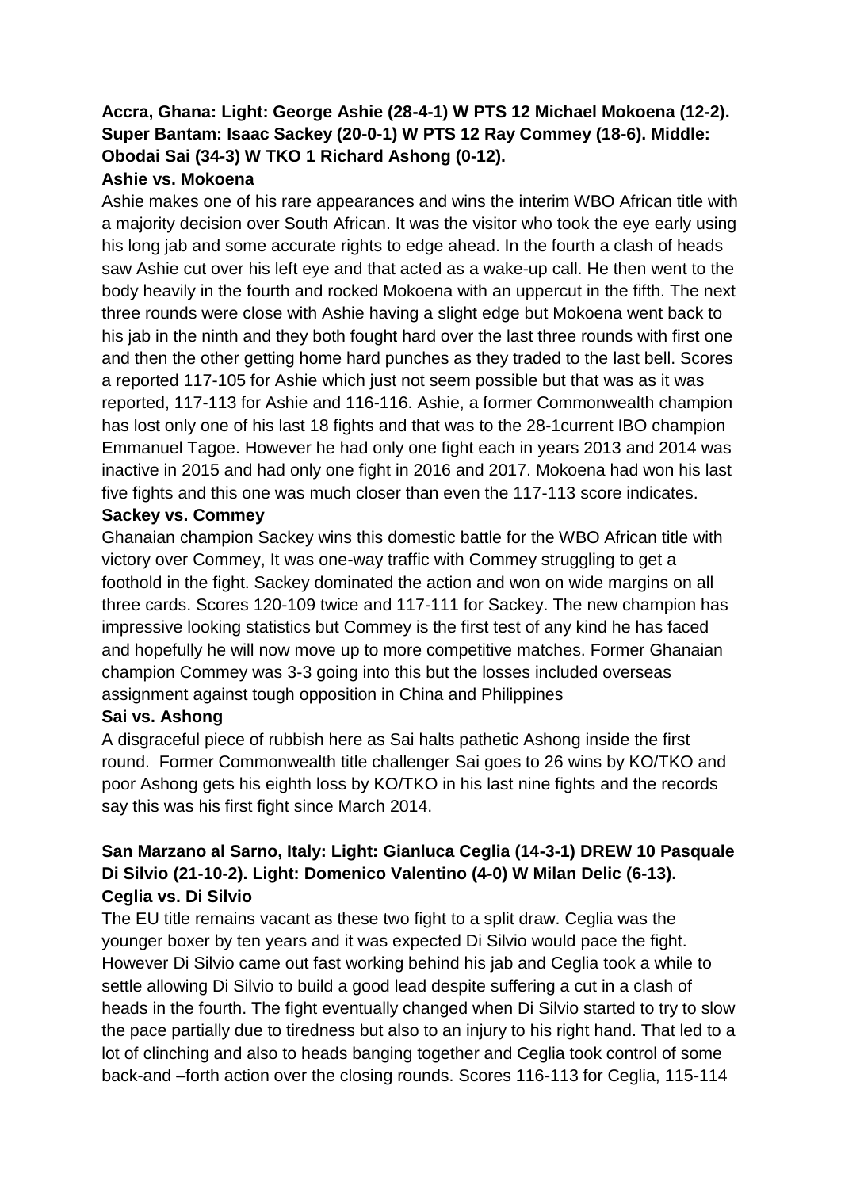**Accra, Ghana: Light: George Ashie (28-4-1) W PTS 12 Michael Mokoena (12-2). Super Bantam: Isaac Sackey (20-0-1) W PTS 12 Ray Commey (18-6). Middle: Obodai Sai (34-3) W TKO 1 Richard Ashong (0-12).**

**Ashie vs. Mokoena**

Ashie makes one of his rare appearances and wins the interim WBO African title with a majority decision over South African. It was the visitor who took the eye early using his long jab and some accurate rights to edge ahead. In the fourth a clash of heads saw Ashie cut over his left eye and that acted as a wake-up call. He then went to the body heavily in the fourth and rocked Mokoena with an uppercut in the fifth. The next three rounds were close with Ashie having a slight edge but Mokoena went back to his jab in the ninth and they both fought hard over the last three rounds with first one and then the other getting home hard punches as they traded to the last bell. Scores a reported 117-105 for Ashie which just not seem possible but that was as it was reported, 117-113 for Ashie and 116-116. Ashie, a former Commonwealth champion has lost only one of his last 18 fights and that was to the 28-1current IBO champion Emmanuel Tagoe. However he had only one fight each in years 2013 and 2014 was inactive in 2015 and had only one fight in 2016 and 2017. Mokoena had won his last five fights and this one was much closer than even the 117-113 score indicates.

**Sackey vs. Commey**

Ghanaian champion Sackey wins this domestic battle for the WBO African title with victory over Commey, It was one-way traffic with Commey struggling to get a foothold in the fight. Sackey dominated the action and won on wide margins on all three cards. Scores 120-109 twice and 117-111 for Sackey. The new champion has impressive looking statistics but Commey is the first test of any kind he has faced and hopefully he will now move up to more competitive matches. Former Ghanaian champion Commey was 3-3 going into this but the losses included overseas assignment against tough opposition in China and Philippines

**Sai vs. Ashong**

A disgraceful piece of rubbish here as Sai halts pathetic Ashong inside the first round. Former Commonwealth title challenger Sai goes to 26 wins by KO/TKO and poor Ashong gets his eighth loss by KO/TKO in his last nine fights and the records say this was his first fight since March 2014.

**San Marzano al Sarno, Italy: Light: Gianluca Ceglia (14-3-1) DREW 10 Pasquale Di Silvio (21-10-2). Light: Domenico Valentino (4-0) W Milan Delic (6-13).**

**Ceglia vs. Di Silvio**

The EU title remains vacant as these two fight to a split draw. Ceglia was the younger boxer by ten years and it was expected Di Silvio would pace the fight. However Di Silvio came out fast working behind his jab and Ceglia took a while to settle allowing Di Silvio to build a good lead despite suffering a cut in a clash of heads in the fourth. The fight eventually changed when Di Silvio started to try to slow the pace partially due to tiredness but also to an injury to his right hand. That led to a lot of clinching and also to heads banging together and Ceglia took control of some back-and –forth action over the closing rounds. Scores 116-113 for Ceglia, 115-114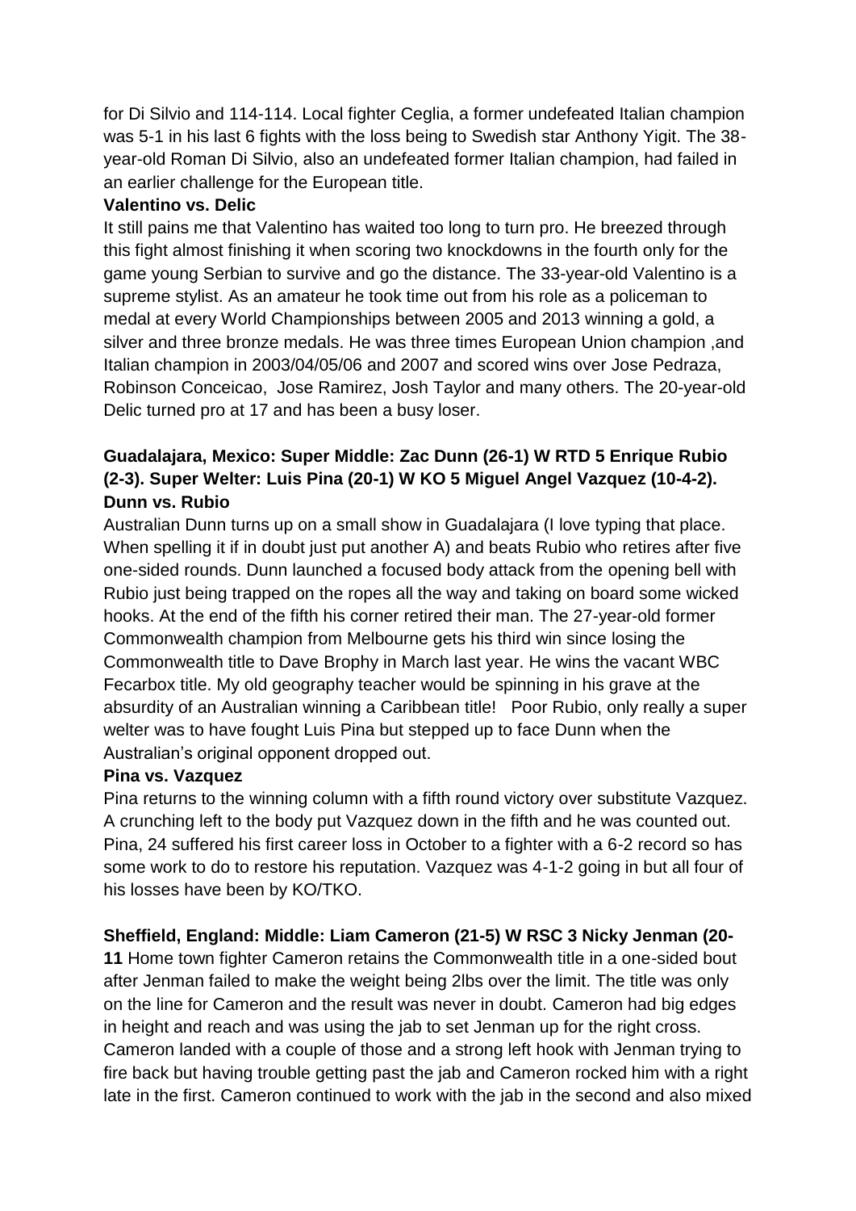for Di Silvio and 114-114. Local fighter Ceglia, a former undefeated Italian champion was 5-1 in his last 6 fights with the loss being to Swedish star Anthony Yigit. The 38-year-old Roman Di Silvio, also an undefeated former Italian champion, had failed in an earlier challenge for the European title.

**Valentino vs. Delic**

It still pains me that Valentino has waited too long to turn pro. He breezed through this fight almost finishing it when scoring two knockdowns in the fourth only for the game young Serbian to survive and go the distance. The 33-year-old Valentino is a supreme stylist. As an amateur he took time out from his role as a policeman to medal at every World Championships between 2005 and 2013 winning a gold, a silver and three bronze medals. He was three times European Union champion ,and Italian champion in 2003/04/05/06 and 2007 and scored wins over Jose Pedraza, Robinson Conceicao, Jose Ramirez, Josh Taylor and many others. The 20-year-old Delic turned pro at 17 and has been a busy loser.

**Guadalajara, Mexico: Super Middle: Zac Dunn (26-1) W RTD 5 Enrique Rubio (2-3). Super Welter: Luis Pina (20-1) W KO 5 Miguel Angel Vazquez (10-4-2).**

**Dunn vs. Rubio**

Australian Dunn turns up on a small show in Guadalajara (I love typing that place. When spelling it if in doubt just put another A) and beats Rubio who retires after five one-sided rounds. Dunn launched a focused body attack from the opening bell with Rubio just being trapped on the ropes all the way and taking on board some wicked hooks. At the end of the fifth his corner retired their man. The 27-year-old former Commonwealth champion from Melbourne gets his third win since losing the Commonwealth title to Dave Brophy in March last year. He wins the vacant WBC Fecarbox title. My old geography teacher would be spinning in his grave at the absurdity of an Australian winning a Caribbean title! Poor Rubio, only really a super welter was to have fought Luis Pina but stepped up to face Dunn when the Australian's original opponent dropped out.

**Pina vs. Vazquez**

Pina returns to the winning column with a fifth round victory over substitute Vazquez. A crunching left to the body put Vazquez down in the fifth and he was counted out. Pina, 24 suffered his first career loss in October to a fighter with a 6-2 record so has some work to do to restore his reputation. Vazquez was 4-1-2 going in but all four of his losses have been by KO/TKO.

**Sheffield, England: Middle: Liam Cameron (21-5) W RSC 3 Nicky Jenman (20-11** Home town fighter Cameron retains the Commonwealth title in a one-sided bout after Jenman failed to make the weight being 2lbs over the limit. The title was only on the line for Cameron and the result was never in doubt. Cameron had big edges in height and reach and was using the jab to set Jenman up for the right cross. Cameron landed with a couple of those and a strong left hook with Jenman trying to fire back but having trouble getting past the jab and Cameron rocked him with a right late in the first. Cameron continued to work with the jab in the second and also mixed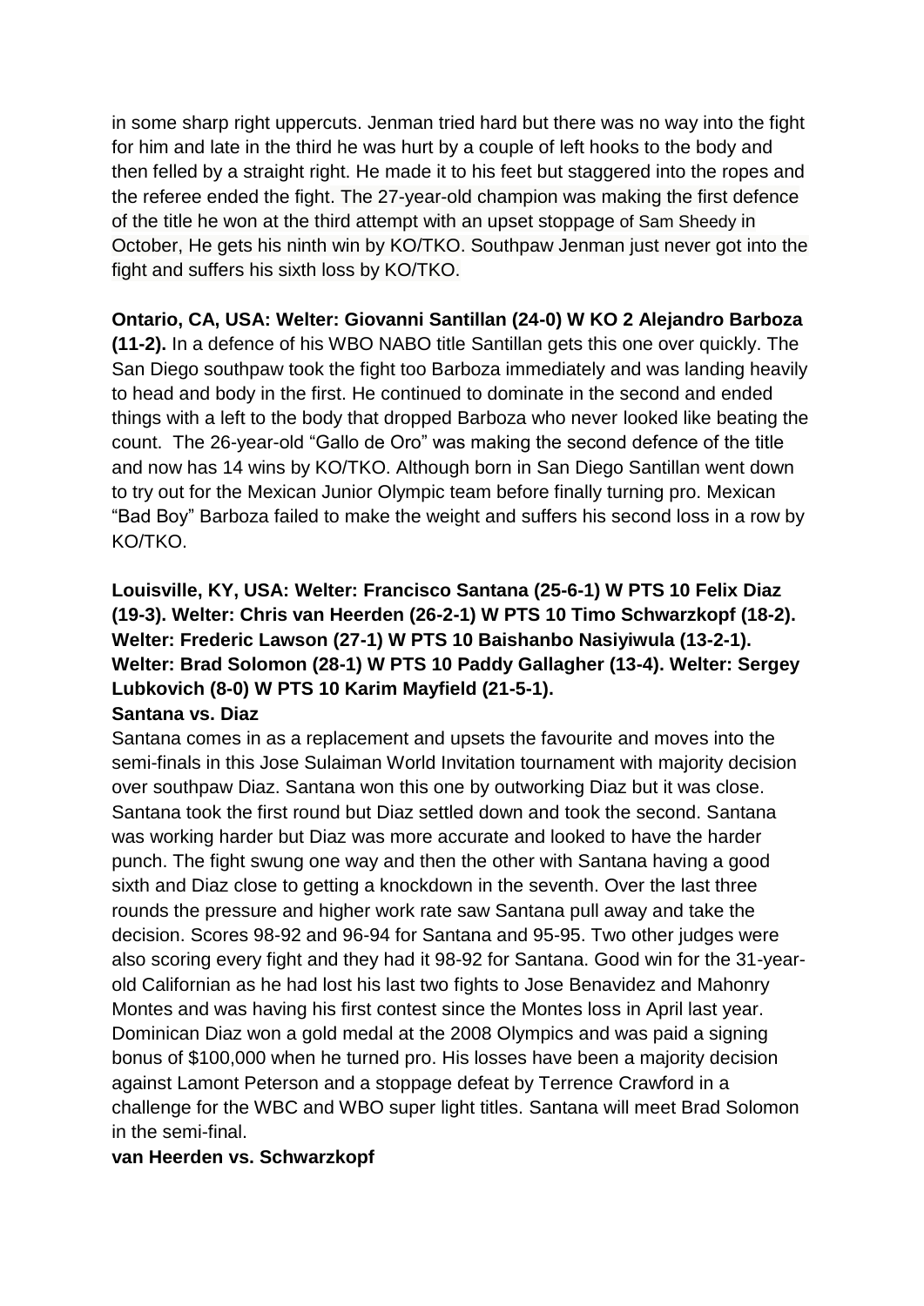in some sharp right uppercuts. Jenman tried hard but there was no way into the fight for him and late in the third he was hurt by a couple of left hooks to the body and then felled by a straight right. He made it to his feet but staggered into the ropes and the referee ended the fight. The 27-year-old champion was making the first defence of the title he won at the third attempt with an upset stoppage of Sam Sheedy in October, He gets his ninth win by KO/TKO. Southpaw Jenman just never got into the fight and suffers his sixth loss by KO/TKO.

**Ontario, CA, USA: Welter: Giovanni Santillan (24-0) W KO 2 Alejandro Barboza (11-2).** In a defence of his WBO NABO title Santillan gets this one over quickly. The San Diego southpaw took the fight too Barboza immediately and was landing heavily to head and body in the first. He continued to dominate in the second and ended things with a left to the body that dropped Barboza who never looked like beating the count. The 26-year-old "Gallo de Oro" was making the second defence of the title and now has 14 wins by KO/TKO. Although born in San Diego Santillan went down to try out for the Mexican Junior Olympic team before finally turning pro. Mexican "Bad Boy" Barboza failed to make the weight and suffers his second loss in a row by KO/TKO.

**Louisville, KY, USA: Welter: Francisco Santana (25-6-1) W PTS 10 Felix Diaz (19-3). Welter: Chris van Heerden (26-2-1) W PTS 10 Timo Schwarzkopf (18-2). Welter: Frederic Lawson (27-1) W PTS 10 Baishanbo Nasiyiwula (13-2-1). Welter: Brad Solomon (28-1) W PTS 10 Paddy Gallagher (13-4). Welter: Sergey Lubkovich (8-0) W PTS 10 Karim Mayfield (21-5-1).**

**Santana vs. Diaz**

Santana comes in as a replacement and upsets the favourite and moves into the semi-finals in this Jose Sulaiman World Invitation tournament with majority decision over southpaw Diaz. Santana won this one by outworking Diaz but it was close. Santana took the first round but Diaz settled down and took the second. Santana was working harder but Diaz was more accurate and looked to have the harder punch. The fight swung one way and then the other with Santana having a good sixth and Diaz close to getting a knockdown in the seventh. Over the last three rounds the pressure and higher work rate saw Santana pull away and take the decision. Scores 98-92 and 96-94 for Santana and 95-95. Two other judges were also scoring every fight and they had it 98-92 for Santana. Good win for the 31-year-old Californian as he had lost his last two fights to Jose Benavidez and Mahonry Montes and was having his first contest since the Montes loss in April last year. Dominican Diaz won a gold medal at the 2008 Olympics and was paid a signing bonus of $100,000 when he turned pro. His losses have been a majority decision against Lamont Peterson and a stoppage defeat by Terrence Crawford in a challenge for the WBC and WBO super light titles. Santana will meet Brad Solomon in the semi-final.

**van Heerden vs. Schwarzkopf**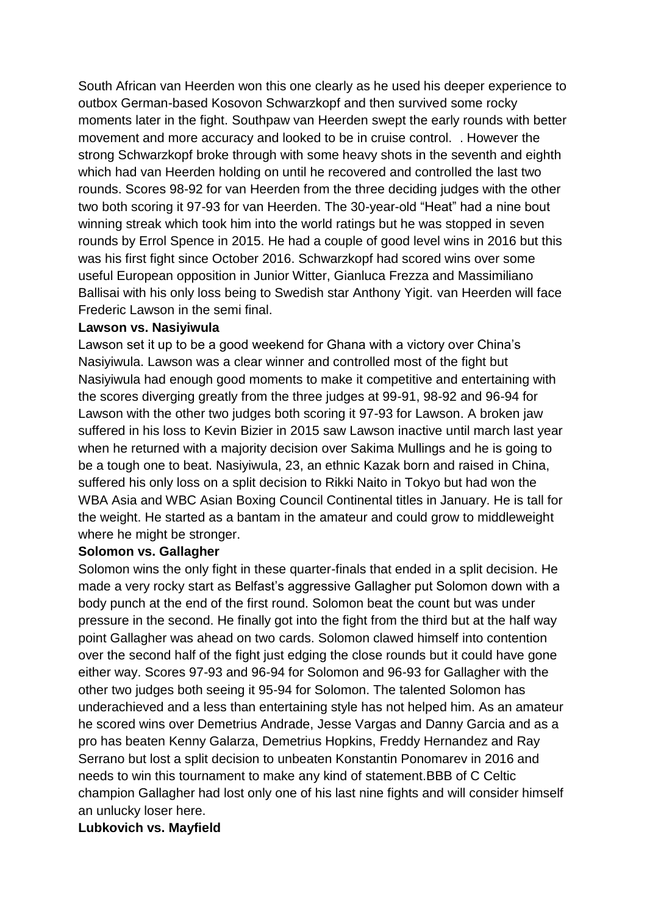South African van Heerden won this one clearly as he used his deeper experience to outbox German-based Kosovon Schwarzkopf and then survived some rocky moments later in the fight. Southpaw van Heerden swept the early rounds with better movement and more accuracy and looked to be in cruise control. . However the strong Schwarzkopf broke through with some heavy shots in the seventh and eighth which had van Heerden holding on until he recovered and controlled the last two rounds. Scores 98-92 for van Heerden from the three deciding judges with the other two both scoring it 97-93 for van Heerden. The 30-year-old "Heat" had a nine bout winning streak which took him into the world ratings but he was stopped in seven rounds by Errol Spence in 2015. He had a couple of good level wins in 2016 but this was his first fight since October 2016. Schwarzkopf had scored wins over some useful European opposition in Junior Witter, Gianluca Frezza and Massimiliano Ballisai with his only loss being to Swedish star Anthony Yigit. van Heerden will face Frederic Lawson in the semi final.

**Lawson vs. Nasiyiwula**

Lawson set it up to be a good weekend for Ghana with a victory over China's Nasiyiwula. Lawson was a clear winner and controlled most of the fight but Nasiyiwula had enough good moments to make it competitive and entertaining with the scores diverging greatly from the three judges at 99-91, 98-92 and 96-94 for Lawson with the other two judges both scoring it 97-93 for Lawson. A broken jaw suffered in his loss to Kevin Bizier in 2015 saw Lawson inactive until march last year when he returned with a majority decision over Sakima Mullings and he is going to be a tough one to beat. Nasiyiwula, 23, an ethnic Kazak born and raised in China, suffered his only loss on a split decision to Rikki Naito in Tokyo but had won the WBA Asia and WBC Asian Boxing Council Continental titles in January. He is tall for the weight. He started as a bantam in the amateur and could grow to middleweight where he might be stronger.

**Solomon vs. Gallagher**

Solomon wins the only fight in these quarter-finals that ended in a split decision. He made a very rocky start as Belfast's aggressive Gallagher put Solomon down with a body punch at the end of the first round. Solomon beat the count but was under pressure in the second. He finally got into the fight from the third but at the half way point Gallagher was ahead on two cards. Solomon clawed himself into contention over the second half of the fight just edging the close rounds but it could have gone either way. Scores 97-93 and 96-94 for Solomon and 96-93 for Gallagher with the other two judges both seeing it 95-94 for Solomon. The talented Solomon has underachieved and a less than entertaining style has not helped him. As an amateur he scored wins over Demetrius Andrade, Jesse Vargas and Danny Garcia and as a pro has beaten Kenny Galarza, Demetrius Hopkins, Freddy Hernandez and Ray Serrano but lost a split decision to unbeaten Konstantin Ponomarev in 2016 and needs to win this tournament to make any kind of statement.BBB of C Celtic champion Gallagher had lost only one of his last nine fights and will consider himself an unlucky loser here.

**Lubkovich vs. Mayfield**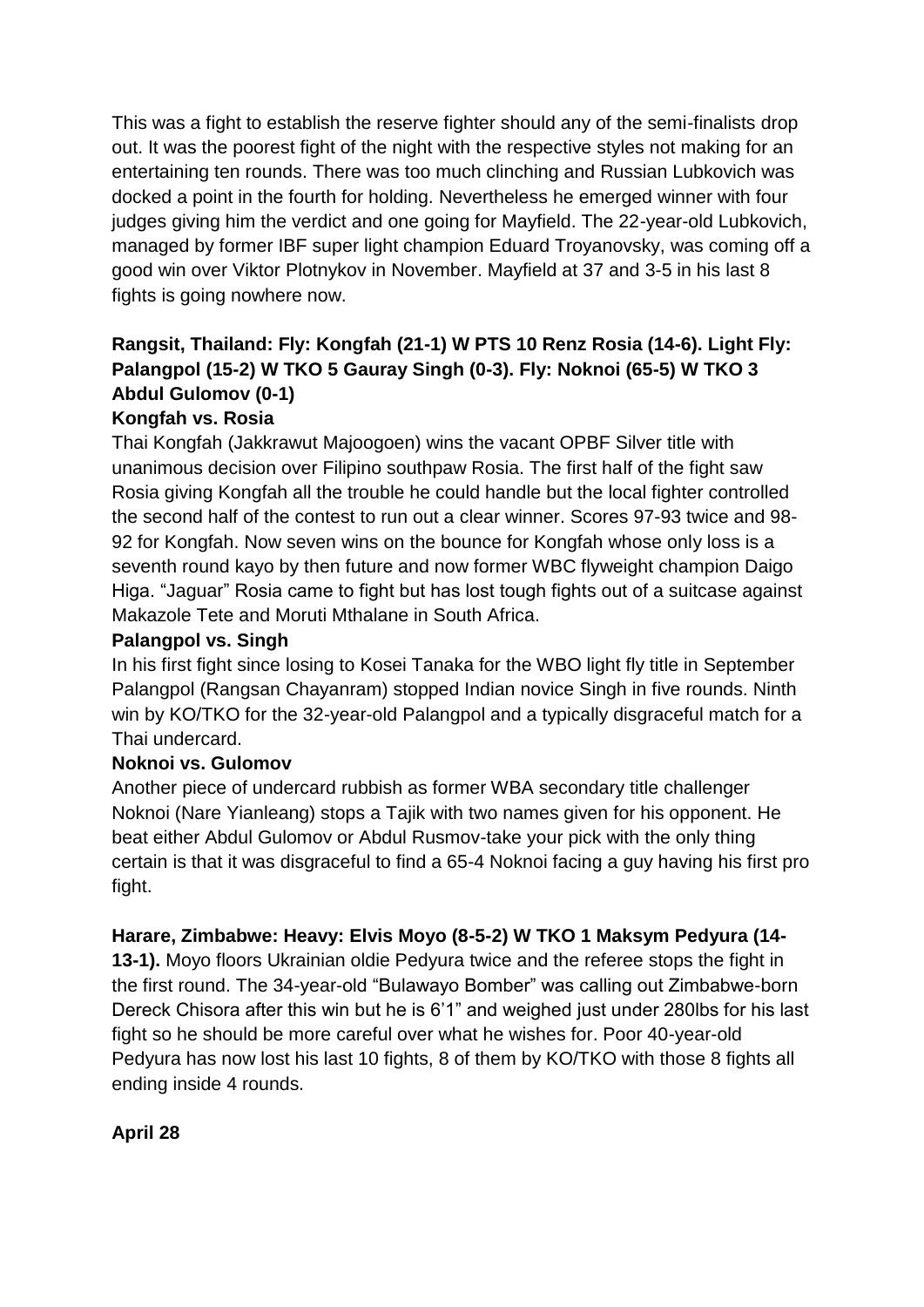This was a fight to establish the reserve fighter should any of the semi-finalists drop out. It was the poorest fight of the night with the respective styles not making for an entertaining ten rounds. There was too much clinching and Russian Lubkovich was docked a point in the fourth for holding. Nevertheless he emerged winner with four judges giving him the verdict and one going for Mayfield. The 22-year-old Lubkovich, managed by former IBF super light champion Eduard Troyanovsky, was coming off a good win over Viktor Plotnykov in November. Mayfield at 37 and 3-5 in his last 8 fights is going nowhere now.

**Rangsit, Thailand: Fly: Kongfah (21-1) W PTS 10 Renz Rosia (14-6). Light Fly: Palangpol (15-2) W TKO 5 Gauray Singh (0-3). Fly: Noknoi (65-5) W TKO 3 Abdul Gulomov (0-1)**

**Kongfah vs. Rosia**

Thai Kongfah (Jakkrawut Majoogoen) wins the vacant OPBF Silver title with unanimous decision over Filipino southpaw Rosia. The first half of the fight saw Rosia giving Kongfah all the trouble he could handle but the local fighter controlled the second half of the contest to run out a clear winner. Scores 97-93 twice and 98-92 for Kongfah. Now seven wins on the bounce for Kongfah whose only loss is a seventh round kayo by then future and now former WBC flyweight champion Daigo Higa. "Jaguar" Rosia came to fight but has lost tough fights out of a suitcase against Makazole Tete and Moruti Mthalane in South Africa.

**Palangpol vs. Singh**

In his first fight since losing to Kosei Tanaka for the WBO light fly title in September Palangpol (Rangsan Chayanram) stopped Indian novice Singh in five rounds. Ninth win by KO/TKO for the 32-year-old Palangpol and a typically disgraceful match for a Thai undercard.

**Noknoi vs. Gulomov**

Another piece of undercard rubbish as former WBA secondary title challenger Noknoi (Nare Yianleang) stops a Tajik with two names given for his opponent. He beat either Abdul Gulomov or Abdul Rusmov-take your pick with the only thing certain is that it was disgraceful to find a 65-4 Noknoi facing a guy having his first pro fight.

**Harare, Zimbabwe: Heavy: Elvis Moyo (8-5-2) W TKO 1 Maksym Pedyura (14-13-1).** Moyo floors Ukrainian oldie Pedyura twice and the referee stops the fight in the first round. The 34-year-old "Bulawayo Bomber" was calling out Zimbabwe-born Dereck Chisora after this win but he is 6'1" and weighed just under 280lbs for his last fight so he should be more careful over what he wishes for. Poor 40-year-old Pedyura has now lost his last 10 fights, 8 of them by KO/TKO with those 8 fights all ending inside 4 rounds.

**April 28**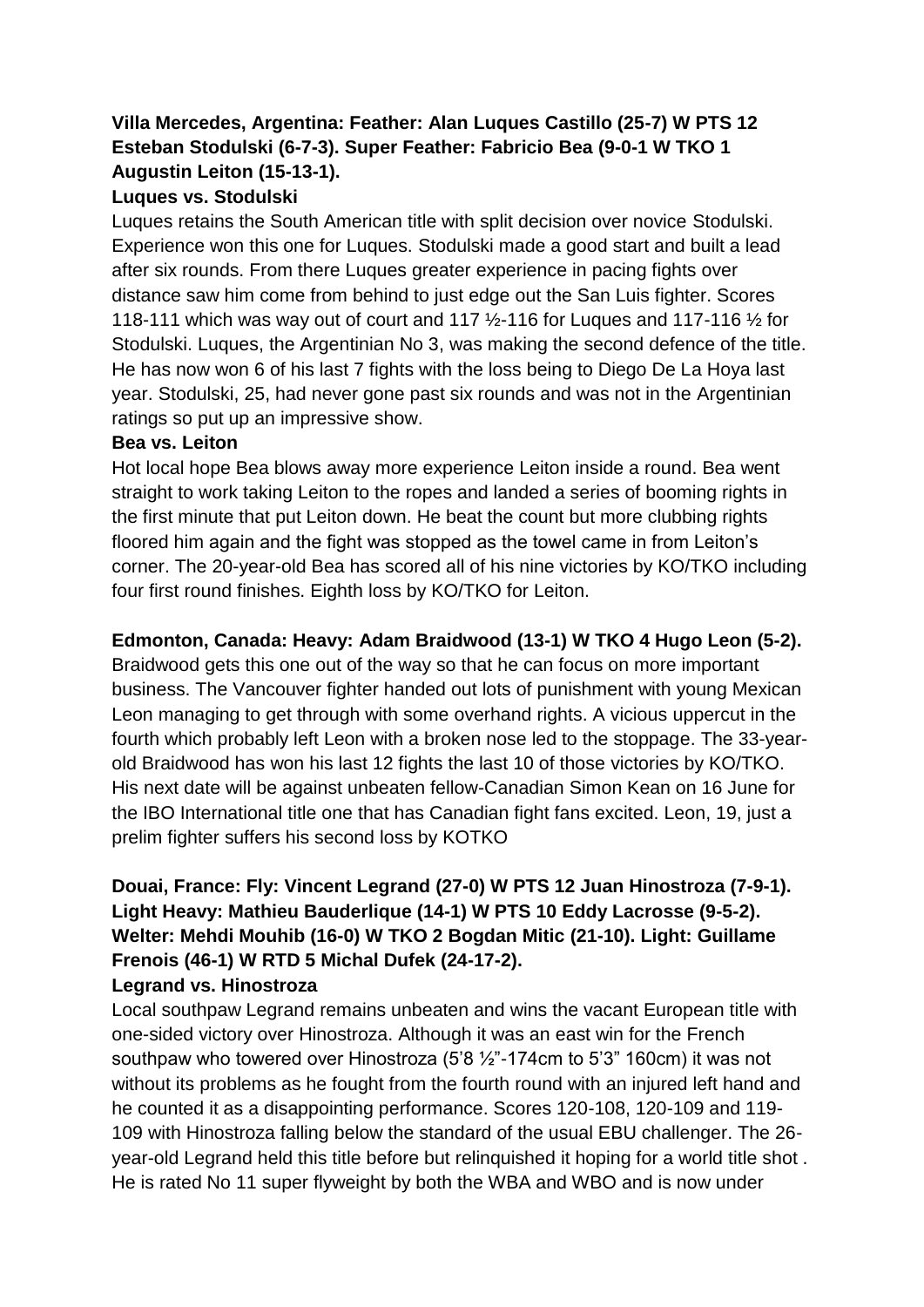**Villa Mercedes, Argentina: Feather: Alan Luques Castillo (25-7) W PTS 12 Esteban Stodulski (6-7-3). Super Feather: Fabricio Bea (9-0-1 W TKO 1 Augustin Leiton (15-13-1).**

**Luques vs. Stodulski**

Luques retains the South American title with split decision over novice Stodulski. Experience won this one for Luques. Stodulski made a good start and built a lead after six rounds. From there Luques greater experience in pacing fights over distance saw him come from behind to just edge out the San Luis fighter. Scores 118-111 which was way out of court and 117 ½-116 for Luques and 117-116 ½ for Stodulski. Luques, the Argentinian No 3, was making the second defence of the title. He has now won 6 of his last 7 fights with the loss being to Diego De La Hoya last year. Stodulski, 25, had never gone past six rounds and was not in the Argentinian ratings so put up an impressive show.

**Bea vs. Leiton**

Hot local hope Bea blows away more experience Leiton inside a round. Bea went straight to work taking Leiton to the ropes and landed a series of booming rights in the first minute that put Leiton down. He beat the count but more clubbing rights floored him again and the fight was stopped as the towel came in from Leiton's corner. The 20-year-old Bea has scored all of his nine victories by KO/TKO including four first round finishes. Eighth loss by KO/TKO for Leiton.

**Edmonton, Canada: Heavy: Adam Braidwood (13-1) W TKO 4 Hugo Leon (5-2).**

Braidwood gets this one out of the way so that he can focus on more important business. The Vancouver fighter handed out lots of punishment with young Mexican Leon managing to get through with some overhand rights. A vicious uppercut in the fourth which probably left Leon with a broken nose led to the stoppage. The 33-year-old Braidwood has won his last 12 fights the last 10 of those victories by KO/TKO. His next date will be against unbeaten fellow-Canadian Simon Kean on 16 June for the IBO International title one that has Canadian fight fans excited. Leon, 19, just a prelim fighter suffers his second loss by KOTKO

**Douai, France: Fly: Vincent Legrand (27-0) W PTS 12 Juan Hinostroza (7-9-1). Light Heavy: Mathieu Bauderlique (14-1) W PTS 10 Eddy Lacrosse (9-5-2). Welter: Mehdi Mouhib (16-0) W TKO 2 Bogdan Mitic (21-10). Light: Guillame Frenois (46-1) W RTD 5 Michal Dufek (24-17-2).**

**Legrand vs. Hinostroza**

Local southpaw Legrand remains unbeaten and wins the vacant European title with one-sided victory over Hinostroza. Although it was an east win for the French southpaw who towered over Hinostroza (5'8 ½"-174cm to 5'3" 160cm) it was not without its problems as he fought from the fourth round with an injured left hand and he counted it as a disappointing performance. Scores 120-108, 120-109 and 119-109 with Hinostroza falling below the standard of the usual EBU challenger. The 26-year-old Legrand held this title before but relinquished it hoping for a world title shot . He is rated No 11 super flyweight by both the WBA and WBO and is now under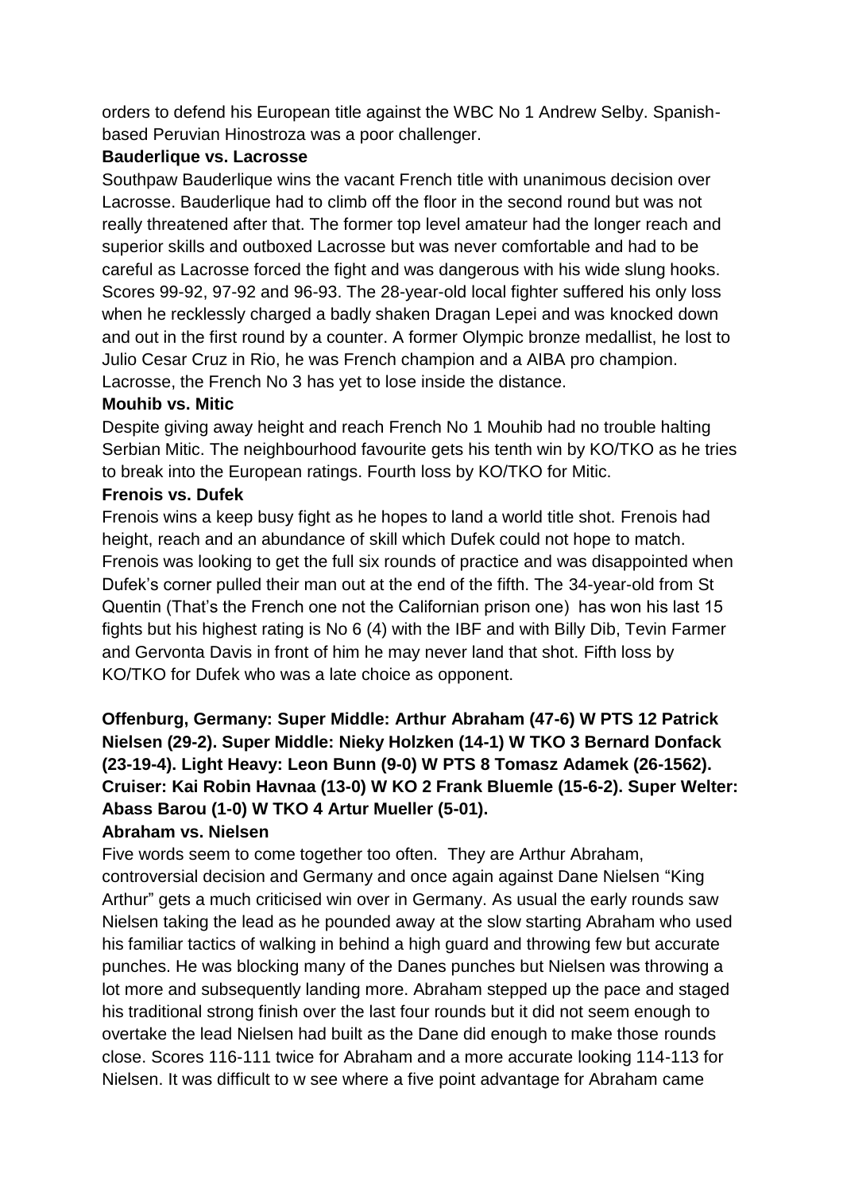orders to defend his European title against the WBC No 1 Andrew Selby. Spanish-based Peruvian Hinostroza was a poor challenger.

**Bauderlique vs. Lacrosse**

Southpaw Bauderlique wins the vacant French title with unanimous decision over Lacrosse. Bauderlique had to climb off the floor in the second round but was not really threatened after that. The former top level amateur had the longer reach and superior skills and outboxed Lacrosse but was never comfortable and had to be careful as Lacrosse forced the fight and was dangerous with his wide slung hooks. Scores 99-92, 97-92 and 96-93. The 28-year-old local fighter suffered his only loss when he recklessly charged a badly shaken Dragan Lepei and was knocked down and out in the first round by a counter. A former Olympic bronze medallist, he lost to Julio Cesar Cruz in Rio, he was French champion and a AIBA pro champion. Lacrosse, the French No 3 has yet to lose inside the distance.

**Mouhib vs. Mitic**

Despite giving away height and reach French No 1 Mouhib had no trouble halting Serbian Mitic. The neighbourhood favourite gets his tenth win by KO/TKO as he tries to break into the European ratings. Fourth loss by KO/TKO for Mitic.

**Frenois vs. Dufek**

Frenois wins a keep busy fight as he hopes to land a world title shot. Frenois had height, reach and an abundance of skill which Dufek could not hope to match. Frenois was looking to get the full six rounds of practice and was disappointed when Dufek's corner pulled their man out at the end of the fifth. The 34-year-old from St Quentin (That's the French one not the Californian prison one) has won his last 15 fights but his highest rating is No 6 (4) with the IBF and with Billy Dib, Tevin Farmer and Gervonta Davis in front of him he may never land that shot. Fifth loss by KO/TKO for Dufek who was a late choice as opponent.

**Offenburg, Germany: Super Middle: Arthur Abraham (47-6) W PTS 12 Patrick Nielsen (29-2). Super Middle: Nieky Holzken (14-1) W TKO 3 Bernard Donfack (23-19-4). Light Heavy: Leon Bunn (9-0) W PTS 8 Tomasz Adamek (26-1562). Cruiser: Kai Robin Havnaa (13-0) W KO 2 Frank Bluemle (15-6-2). Super Welter: Abass Barou (1-0) W TKO 4 Artur Mueller (5-01).**

**Abraham vs. Nielsen**

Five words seem to come together too often. They are Arthur Abraham, controversial decision and Germany and once again against Dane Nielsen "King Arthur" gets a much criticised win over in Germany. As usual the early rounds saw Nielsen taking the lead as he pounded away at the slow starting Abraham who used his familiar tactics of walking in behind a high guard and throwing few but accurate punches. He was blocking many of the Danes punches but Nielsen was throwing a lot more and subsequently landing more. Abraham stepped up the pace and staged his traditional strong finish over the last four rounds but it did not seem enough to overtake the lead Nielsen had built as the Dane did enough to make those rounds close. Scores 116-111 twice for Abraham and a more accurate looking 114-113 for Nielsen. It was difficult to w see where a five point advantage for Abraham came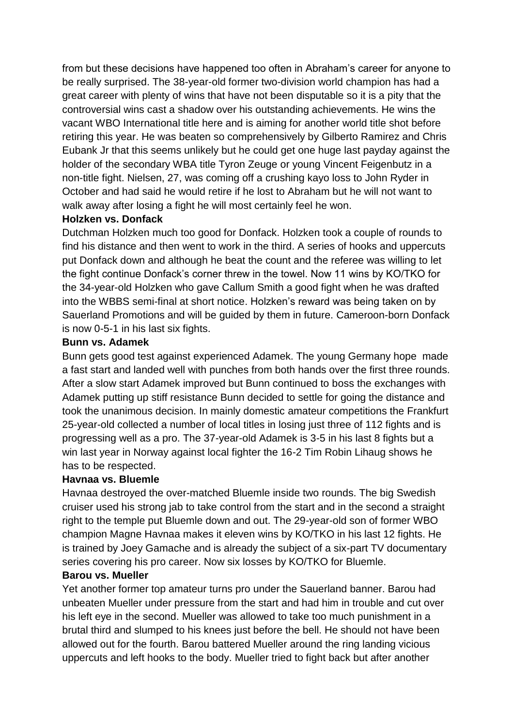from but these decisions have happened too often in Abraham's career for anyone to be really surprised. The 38-year-old former two-division world champion has had a great career with plenty of wins that have not been disputable so it is a pity that the controversial wins cast a shadow over his outstanding achievements. He wins the vacant WBO International title here and is aiming for another world title shot before retiring this year. He was beaten so comprehensively by Gilberto Ramirez and Chris Eubank Jr that this seems unlikely but he could get one huge last payday against the holder of the secondary WBA title Tyron Zeuge or young Vincent Feigenbutz in a non-title fight. Nielsen, 27, was coming off a crushing kayo loss to John Ryder in October and had said he would retire if he lost to Abraham but he will not want to walk away after losing a fight he will most certainly feel he won.

**Holzken vs. Donfack**

Dutchman Holzken much too good for Donfack. Holzken took a couple of rounds to find his distance and then went to work in the third. A series of hooks and uppercuts put Donfack down and although he beat the count and the referee was willing to let the fight continue Donfack's corner threw in the towel. Now 11 wins by KO/TKO for the 34-year-old Holzken who gave Callum Smith a good fight when he was drafted into the WBBS semi-final at short notice. Holzken's reward was being taken on by Sauerland Promotions and will be guided by them in future. Cameroon-born Donfack is now 0-5-1 in his last six fights.

**Bunn vs. Adamek**

Bunn gets good test against experienced Adamek. The young Germany hope made a fast start and landed well with punches from both hands over the first three rounds. After a slow start Adamek improved but Bunn continued to boss the exchanges with Adamek putting up stiff resistance Bunn decided to settle for going the distance and took the unanimous decision. In mainly domestic amateur competitions the Frankfurt 25-year-old collected a number of local titles in losing just three of 112 fights and is progressing well as a pro. The 37-year-old Adamek is 3-5 in his last 8 fights but a win last year in Norway against local fighter the 16-2 Tim Robin Lihaug shows he has to be respected.

**Havnaa vs. Bluemle**

Havnaa destroyed the over-matched Bluemle inside two rounds. The big Swedish cruiser used his strong jab to take control from the start and in the second a straight right to the temple put Bluemle down and out. The 29-year-old son of former WBO champion Magne Havnaa makes it eleven wins by KO/TKO in his last 12 fights. He is trained by Joey Gamache and is already the subject of a six-part TV documentary series covering his pro career. Now six losses by KO/TKO for Bluemle.

**Barou vs. Mueller**

Yet another former top amateur turns pro under the Sauerland banner. Barou had unbeaten Mueller under pressure from the start and had him in trouble and cut over his left eye in the second. Mueller was allowed to take too much punishment in a brutal third and slumped to his knees just before the bell. He should not have been allowed out for the fourth. Barou battered Mueller around the ring landing vicious uppercuts and left hooks to the body. Mueller tried to fight back but after another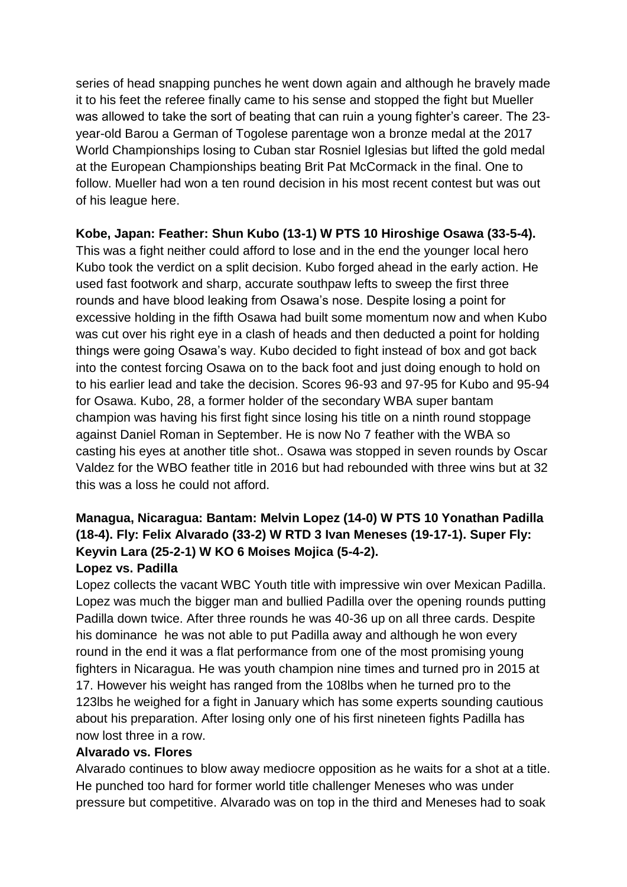series of head snapping punches he went down again and although he bravely made it to his feet the referee finally came to his sense and stopped the fight but Mueller was allowed to take the sort of beating that can ruin a young fighter's career. The 23-year-old Barou a German of Togolese parentage won a bronze medal at the 2017 World Championships losing to Cuban star Rosniel Iglesias but lifted the gold medal at the European Championships beating Brit Pat McCormack in the final. One to follow. Mueller had won a ten round decision in his most recent contest but was out of his league here.

**Kobe, Japan: Feather: Shun Kubo (13-1) W PTS 10 Hiroshige Osawa (33-5-4).**

This was a fight neither could afford to lose and in the end the younger local hero Kubo took the verdict on a split decision. Kubo forged ahead in the early action. He used fast footwork and sharp, accurate southpaw lefts to sweep the first three rounds and have blood leaking from Osawa's nose. Despite losing a point for excessive holding in the fifth Osawa had built some momentum now and when Kubo was cut over his right eye in a clash of heads and then deducted a point for holding things were going Osawa's way. Kubo decided to fight instead of box and got back into the contest forcing Osawa on to the back foot and just doing enough to hold on to his earlier lead and take the decision. Scores 96-93 and 97-95 for Kubo and 95-94 for Osawa. Kubo, 28, a former holder of the secondary WBA super bantam champion was having his first fight since losing his title on a ninth round stoppage against Daniel Roman in September. He is now No 7 feather with the WBA so casting his eyes at another title shot.. Osawa was stopped in seven rounds by Oscar Valdez for the WBO feather title in 2016 but had rebounded with three wins but at 32 this was a loss he could not afford.

**Managua, Nicaragua: Bantam: Melvin Lopez (14-0) W PTS 10 Yonathan Padilla (18-4). Fly: Felix Alvarado (33-2) W RTD 3 Ivan Meneses (19-17-1). Super Fly: Keyvin Lara (25-2-1) W KO 6 Moises Mojica (5-4-2).**

**Lopez vs. Padilla**

Lopez collects the vacant WBC Youth title with impressive win over Mexican Padilla. Lopez was much the bigger man and bullied Padilla over the opening rounds putting Padilla down twice. After three rounds he was 40-36 up on all three cards. Despite his dominance he was not able to put Padilla away and although he won every round in the end it was a flat performance from one of the most promising young fighters in Nicaragua. He was youth champion nine times and turned pro in 2015 at 17. However his weight has ranged from the 108lbs when he turned pro to the 123lbs he weighed for a fight in January which has some experts sounding cautious about his preparation. After losing only one of his first nineteen fights Padilla has now lost three in a row.

**Alvarado vs. Flores**

Alvarado continues to blow away mediocre opposition as he waits for a shot at a title. He punched too hard for former world title challenger Meneses who was under pressure but competitive. Alvarado was on top in the third and Meneses had to soak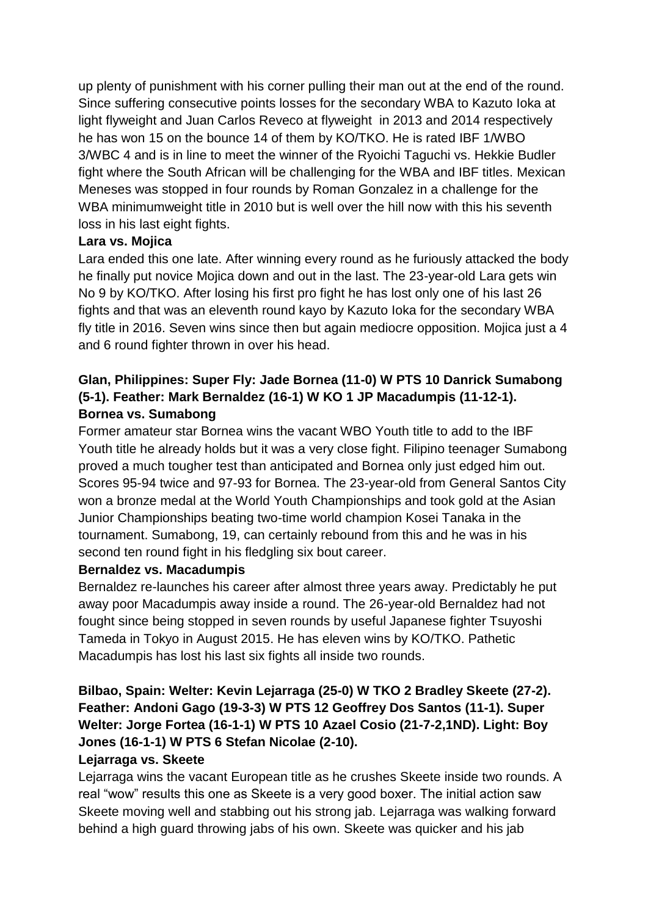up plenty of punishment with his corner pulling their man out at the end of the round. Since suffering consecutive points losses for the secondary WBA to Kazuto Ioka at light flyweight and Juan Carlos Reveco at flyweight in 2013 and 2014 respectively he has won 15 on the bounce 14 of them by KO/TKO. He is rated IBF 1/WBO 3/WBC 4 and is in line to meet the winner of the Ryoichi Taguchi vs. Hekkie Budler fight where the South African will be challenging for the WBA and IBF titles. Mexican Meneses was stopped in four rounds by Roman Gonzalez in a challenge for the WBA minimumweight title in 2010 but is well over the hill now with this his seventh loss in his last eight fights.

**Lara vs. Mojica**

Lara ended this one late. After winning every round as he furiously attacked the body he finally put novice Mojica down and out in the last. The 23-year-old Lara gets win No 9 by KO/TKO. After losing his first pro fight he has lost only one of his last 26 fights and that was an eleventh round kayo by Kazuto Ioka for the secondary WBA fly title in 2016. Seven wins since then but again mediocre opposition. Mojica just a 4 and 6 round fighter thrown in over his head.

**Glan, Philippines: Super Fly: Jade Bornea (11-0) W PTS 10 Danrick Sumabong (5-1). Feather: Mark Bernaldez (16-1) W KO 1 JP Macadumpis (11-12-1).**

**Bornea vs. Sumabong**

Former amateur star Bornea wins the vacant WBO Youth title to add to the IBF Youth title he already holds but it was a very close fight. Filipino teenager Sumabong proved a much tougher test than anticipated and Bornea only just edged him out. Scores 95-94 twice and 97-93 for Bornea. The 23-year-old from General Santos City won a bronze medal at the World Youth Championships and took gold at the Asian Junior Championships beating two-time world champion Kosei Tanaka in the tournament. Sumabong, 19, can certainly rebound from this and he was in his second ten round fight in his fledgling six bout career.

**Bernaldez vs. Macadumpis**

Bernaldez re-launches his career after almost three years away. Predictably he put away poor Macadumpis away inside a round. The 26-year-old Bernaldez had not fought since being stopped in seven rounds by useful Japanese fighter Tsuyoshi Tameda in Tokyo in August 2015. He has eleven wins by KO/TKO. Pathetic Macadumpis has lost his last six fights all inside two rounds.

**Bilbao, Spain: Welter: Kevin Lejarraga (25-0) W TKO 2 Bradley Skeete (27-2). Feather: Andoni Gago (19-3-3) W PTS 12 Geoffrey Dos Santos (11-1). Super Welter: Jorge Fortea (16-1-1) W PTS 10 Azael Cosio (21-7-2,1ND). Light: Boy Jones (16-1-1) W PTS 6 Stefan Nicolae (2-10).**

**Lejarraga vs. Skeete**

Lejarraga wins the vacant European title as he crushes Skeete inside two rounds. A real "wow" results this one as Skeete is a very good boxer. The initial action saw Skeete moving well and stabbing out his strong jab. Lejarraga was walking forward behind a high guard throwing jabs of his own. Skeete was quicker and his jab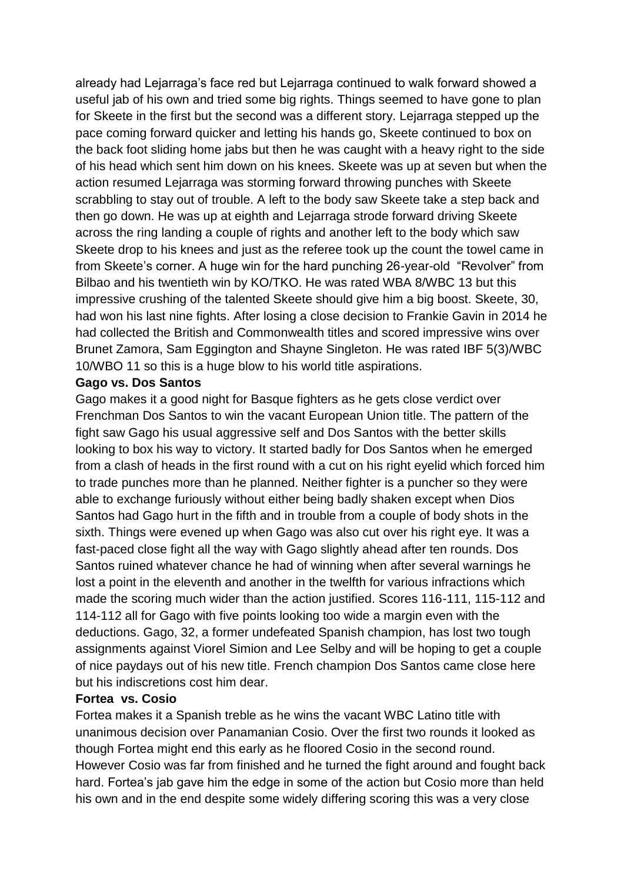already had Lejarraga's face red but Lejarraga continued to walk forward showed a useful jab of his own and tried some big rights. Things seemed to have gone to plan for Skeete in the first but the second was a different story. Lejarraga stepped up the pace coming forward quicker and letting his hands go, Skeete continued to box on the back foot sliding home jabs but then he was caught with a heavy right to the side of his head which sent him down on his knees. Skeete was up at seven but when the action resumed Lejarraga was storming forward throwing punches with Skeete scrabbling to stay out of trouble. A left to the body saw Skeete take a step back and then go down. He was up at eighth and Lejarraga strode forward driving Skeete across the ring landing a couple of rights and another left to the body which saw Skeete drop to his knees and just as the referee took up the count the towel came in from Skeete's corner. A huge win for the hard punching 26-year-old "Revolver" from Bilbao and his twentieth win by KO/TKO. He was rated WBA 8/WBC 13 but this impressive crushing of the talented Skeete should give him a big boost. Skeete, 30, had won his last nine fights. After losing a close decision to Frankie Gavin in 2014 he had collected the British and Commonwealth titles and scored impressive wins over Brunet Zamora, Sam Eggington and Shayne Singleton. He was rated IBF 5(3)/WBC 10/WBO 11 so this is a huge blow to his world title aspirations.

**Gago vs. Dos Santos**

Gago makes it a good night for Basque fighters as he gets close verdict over Frenchman Dos Santos to win the vacant European Union title. The pattern of the fight saw Gago his usual aggressive self and Dos Santos with the better skills looking to box his way to victory. It started badly for Dos Santos when he emerged from a clash of heads in the first round with a cut on his right eyelid which forced him to trade punches more than he planned. Neither fighter is a puncher so they were able to exchange furiously without either being badly shaken except when Dios Santos had Gago hurt in the fifth and in trouble from a couple of body shots in the sixth. Things were evened up when Gago was also cut over his right eye. It was a fast-paced close fight all the way with Gago slightly ahead after ten rounds. Dos Santos ruined whatever chance he had of winning when after several warnings he lost a point in the eleventh and another in the twelfth for various infractions which made the scoring much wider than the action justified. Scores 116-111, 115-112 and 114-112 all for Gago with five points looking too wide a margin even with the deductions. Gago, 32, a former undefeated Spanish champion, has lost two tough assignments against Viorel Simion and Lee Selby and will be hoping to get a couple of nice paydays out of his new title. French champion Dos Santos came close here but his indiscretions cost him dear.

**Fortea vs. Cosio**

Fortea makes it a Spanish treble as he wins the vacant WBC Latino title with unanimous decision over Panamanian Cosio. Over the first two rounds it looked as though Fortea might end this early as he floored Cosio in the second round. However Cosio was far from finished and he turned the fight around and fought back hard. Fortea's jab gave him the edge in some of the action but Cosio more than held his own and in the end despite some widely differing scoring this was a very close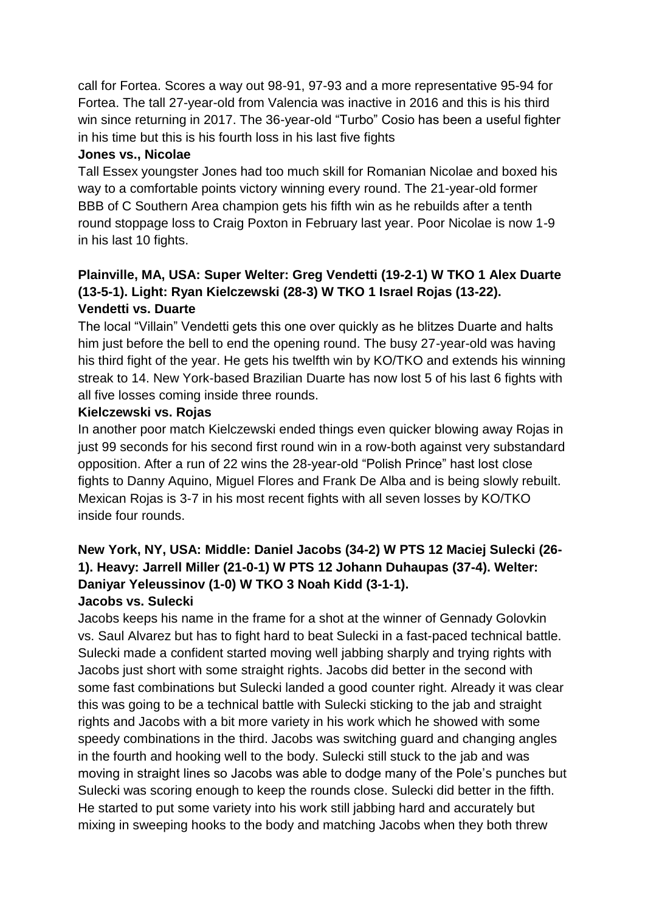call for Fortea. Scores a way out 98-91, 97-93 and a more representative 95-94 for Fortea. The tall 27-year-old from Valencia was inactive in 2016 and this is his third win since returning in 2017. The 36-year-old "Turbo" Cosio has been a useful fighter in his time but this is his fourth loss in his last five fights

**Jones vs., Nicolae**

Tall Essex youngster Jones had too much skill for Romanian Nicolae and boxed his way to a comfortable points victory winning every round. The 21-year-old former BBB of C Southern Area champion gets his fifth win as he rebuilds after a tenth round stoppage loss to Craig Poxton in February last year. Poor Nicolae is now 1-9 in his last 10 fights.

**Plainville, MA, USA: Super Welter: Greg Vendetti (19-2-1) W TKO 1 Alex Duarte (13-5-1). Light: Ryan Kielczewski (28-3) W TKO 1 Israel Rojas (13-22).**

**Vendetti vs. Duarte**

The local "Villain" Vendetti gets this one over quickly as he blitzes Duarte and halts him just before the bell to end the opening round. The busy 27-year-old was having his third fight of the year. He gets his twelfth win by KO/TKO and extends his winning streak to 14. New York-based Brazilian Duarte has now lost 5 of his last 6 fights with all five losses coming inside three rounds.

**Kielczewski vs. Rojas**

In another poor match Kielczewski ended things even quicker blowing away Rojas in just 99 seconds for his second first round win in a row-both against very substandard opposition. After a run of 22 wins the 28-year-old "Polish Prince" hast lost close fights to Danny Aquino, Miguel Flores and Frank De Alba and is being slowly rebuilt. Mexican Rojas is 3-7 in his most recent fights with all seven losses by KO/TKO inside four rounds.

**New York, NY, USA: Middle: Daniel Jacobs (34-2) W PTS 12 Maciej Sulecki (26-1). Heavy: Jarrell Miller (21-0-1) W PTS 12 Johann Duhaupas (37-4). Welter: Daniyar Yeleussinov (1-0) W TKO 3 Noah Kidd (3-1-1).**

**Jacobs vs. Sulecki**

Jacobs keeps his name in the frame for a shot at the winner of Gennady Golovkin vs. Saul Alvarez but has to fight hard to beat Sulecki in a fast-paced technical battle. Sulecki made a confident started moving well jabbing sharply and trying rights with Jacobs just short with some straight rights. Jacobs did better in the second with some fast combinations but Sulecki landed a good counter right. Already it was clear this was going to be a technical battle with Sulecki sticking to the jab and straight rights and Jacobs with a bit more variety in his work which he showed with some speedy combinations in the third. Jacobs was switching guard and changing angles in the fourth and hooking well to the body. Sulecki still stuck to the jab and was moving in straight lines so Jacobs was able to dodge many of the Pole's punches but Sulecki was scoring enough to keep the rounds close. Sulecki did better in the fifth. He started to put some variety into his work still jabbing hard and accurately but mixing in sweeping hooks to the body and matching Jacobs when they both threw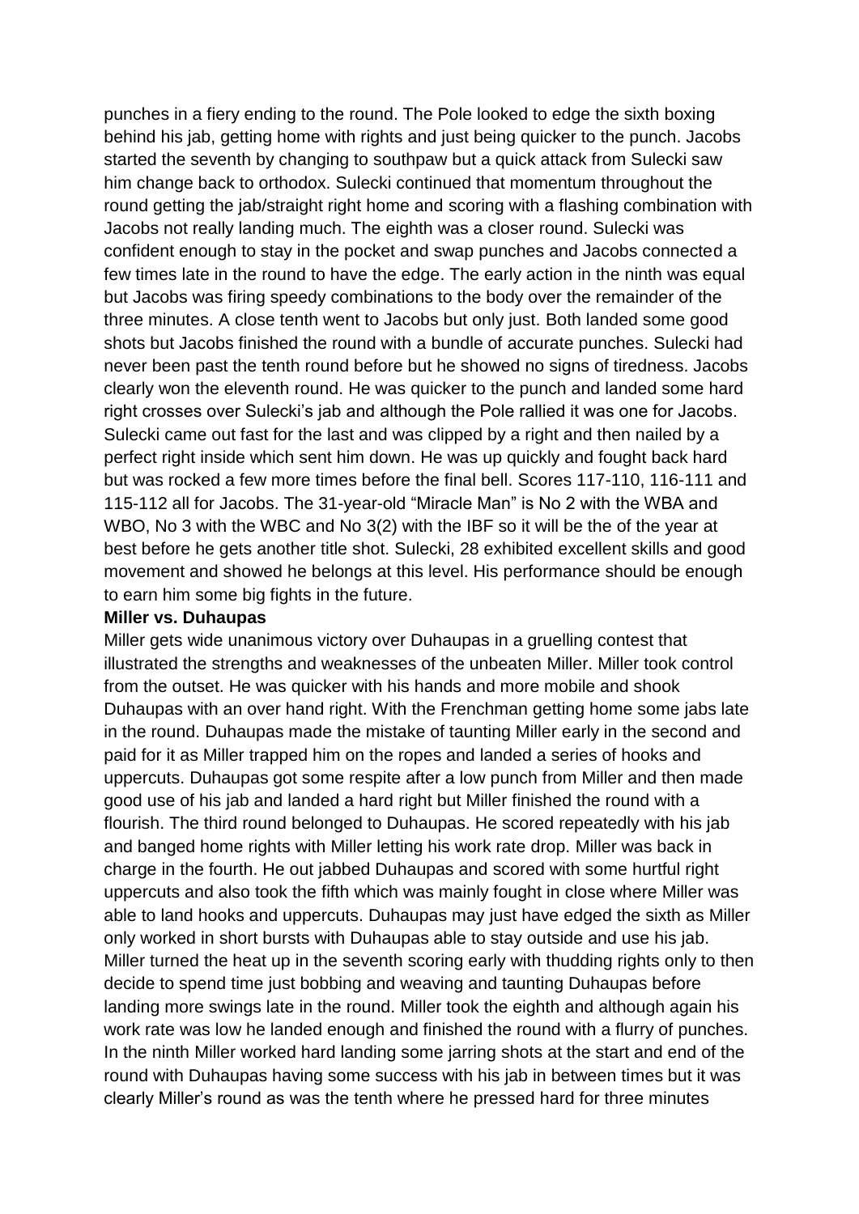punches in a fiery ending to the round. The Pole looked to edge the sixth boxing behind his jab, getting home with rights and just being quicker to the punch. Jacobs started the seventh by changing to southpaw but a quick attack from Sulecki saw him change back to orthodox. Sulecki continued that momentum throughout the round getting the jab/straight right home and scoring with a flashing combination with Jacobs not really landing much. The eighth was a closer round. Sulecki was confident enough to stay in the pocket and swap punches and Jacobs connected a few times late in the round to have the edge. The early action in the ninth was equal but Jacobs was firing speedy combinations to the body over the remainder of the three minutes. A close tenth went to Jacobs but only just. Both landed some good shots but Jacobs finished the round with a bundle of accurate punches. Sulecki had never been past the tenth round before but he showed no signs of tiredness. Jacobs clearly won the eleventh round. He was quicker to the punch and landed some hard right crosses over Sulecki's jab and although the Pole rallied it was one for Jacobs. Sulecki came out fast for the last and was clipped by a right and then nailed by a perfect right inside which sent him down. He was up quickly and fought back hard but was rocked a few more times before the final bell. Scores 117-110, 116-111 and 115-112 all for Jacobs. The 31-year-old "Miracle Man" is No 2 with the WBA and WBO, No 3 with the WBC and No 3(2) with the IBF so it will be the of the year at best before he gets another title shot. Sulecki, 28 exhibited excellent skills and good movement and showed he belongs at this level. His performance should be enough to earn him some big fights in the future.

**Miller vs. Duhaupas**

Miller gets wide unanimous victory over Duhaupas in a gruelling contest that illustrated the strengths and weaknesses of the unbeaten Miller. Miller took control from the outset. He was quicker with his hands and more mobile and shook Duhaupas with an over hand right. With the Frenchman getting home some jabs late in the round. Duhaupas made the mistake of taunting Miller early in the second and paid for it as Miller trapped him on the ropes and landed a series of hooks and uppercuts. Duhaupas got some respite after a low punch from Miller and then made good use of his jab and landed a hard right but Miller finished the round with a flourish. The third round belonged to Duhaupas. He scored repeatedly with his jab and banged home rights with Miller letting his work rate drop. Miller was back in charge in the fourth. He out jabbed Duhaupas and scored with some hurtful right uppercuts and also took the fifth which was mainly fought in close where Miller was able to land hooks and uppercuts. Duhaupas may just have edged the sixth as Miller only worked in short bursts with Duhaupas able to stay outside and use his jab. Miller turned the heat up in the seventh scoring early with thudding rights only to then decide to spend time just bobbing and weaving and taunting Duhaupas before landing more swings late in the round. Miller took the eighth and although again his work rate was low he landed enough and finished the round with a flurry of punches. In the ninth Miller worked hard landing some jarring shots at the start and end of the round with Duhaupas having some success with his jab in between times but it was clearly Miller's round as was the tenth where he pressed hard for three minutes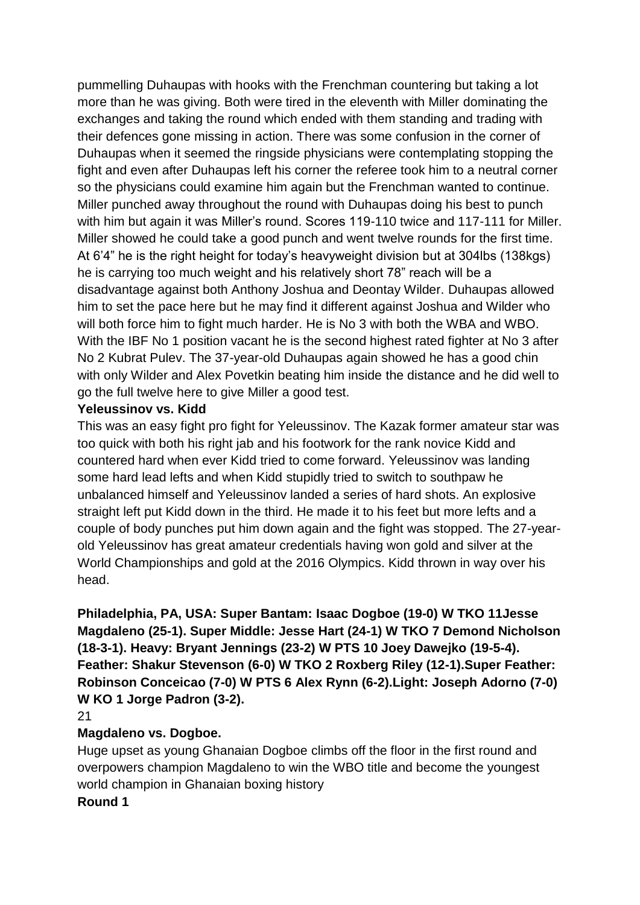pummelling Duhaupas with hooks with the Frenchman countering but taking a lot more than he was giving. Both were tired in the eleventh with Miller dominating the exchanges and taking the round which ended with them standing and trading with their defences gone missing in action. There was some confusion in the corner of Duhaupas when it seemed the ringside physicians were contemplating stopping the fight and even after Duhaupas left his corner the referee took him to a neutral corner so the physicians could examine him again but the Frenchman wanted to continue. Miller punched away throughout the round with Duhaupas doing his best to punch with him but again it was Miller's round. Scores 119-110 twice and 117-111 for Miller. Miller showed he could take a good punch and went twelve rounds for the first time. At 6'4" he is the right height for today's heavyweight division but at 304lbs (138kgs) he is carrying too much weight and his relatively short 78" reach will be a disadvantage against both Anthony Joshua and Deontay Wilder. Duhaupas allowed him to set the pace here but he may find it different against Joshua and Wilder who will both force him to fight much harder. He is No 3 with both the WBA and WBO. With the IBF No 1 position vacant he is the second highest rated fighter at No 3 after No 2 Kubrat Pulev. The 37-year-old Duhaupas again showed he has a good chin with only Wilder and Alex Povetkin beating him inside the distance and he did well to go the full twelve here to give Miller a good test.

**Yeleussinov vs. Kidd**

This was an easy fight pro fight for Yeleussinov. The Kazak former amateur star was too quick with both his right jab and his footwork for the rank novice Kidd and countered hard when ever Kidd tried to come forward. Yeleussinov was landing some hard lead lefts and when Kidd stupidly tried to switch to southpaw he unbalanced himself and Yeleussinov landed a series of hard shots. An explosive straight left put Kidd down in the third. He made it to his feet but more lefts and a couple of body punches put him down again and the fight was stopped. The 27-year-old Yeleussinov has great amateur credentials having won gold and silver at the World Championships and gold at the 2016 Olympics. Kidd thrown in way over his head.

**Philadelphia, PA, USA: Super Bantam: Isaac Dogboe (19-0) W TKO 11Jesse Magdaleno (25-1). Super Middle: Jesse Hart (24-1) W TKO 7 Demond Nicholson (18-3-1). Heavy: Bryant Jennings (23-2) W PTS 10 Joey Dawejko (19-5-4). Feather: Shakur Stevenson (6-0) W TKO 2 Roxberg Riley (12-1).Super Feather: Robinson Conceicao (7-0) W PTS 6 Alex Rynn (6-2).Light: Joseph Adorno (7-0) W KO 1 Jorge Padron (3-2).**

**Magdaleno vs. Dogboe.**

Huge upset as young Ghanaian Dogboe climbs off the floor in the first round and overpowers champion Magdaleno to win the WBO title and become the youngest world champion in Ghanaian boxing history

**Round 1**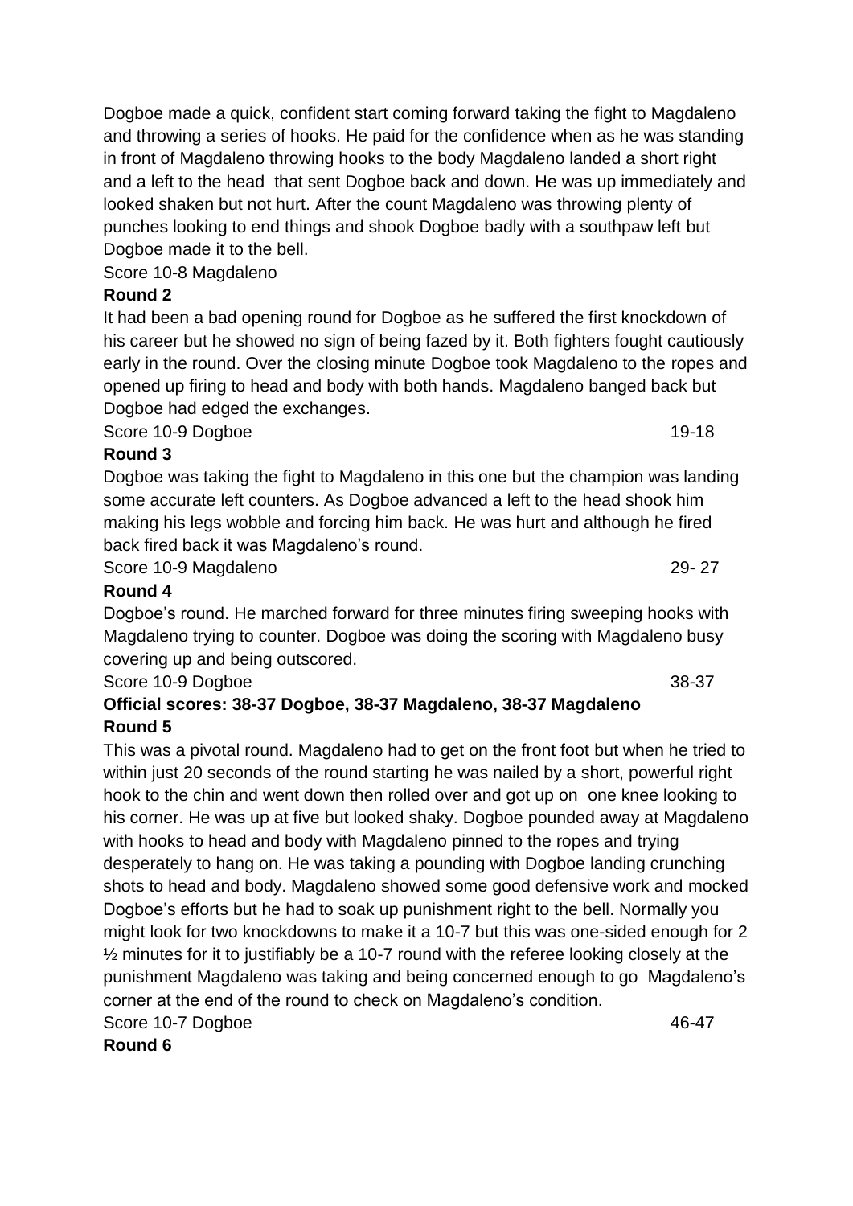Dogboe made a quick, confident start coming forward taking the fight to Magdaleno and throwing a series of hooks. He paid for the confidence when as he was standing in front of Magdaleno throwing hooks to the body Magdaleno landed a short right and a left to the head that sent Dogboe back and down. He was up immediately and looked shaken but not hurt. After the count Magdaleno was throwing plenty of punches looking to end things and shook Dogboe badly with a southpaw left but Dogboe made it to the bell.

Score 10-8 Magdaleno

**Round 2**

It had been a bad opening round for Dogboe as he suffered the first knockdown of his career but he showed no sign of being fazed by it. Both fighters fought cautiously early in the round. Over the closing minute Dogboe took Magdaleno to the ropes and opened up firing to head and body with both hands. Magdaleno banged back but Dogboe had edged the exchanges.

Score 10-9 Dogboe 19-18

**Round 3**

Dogboe was taking the fight to Magdaleno in this one but the champion was landing some accurate left counters. As Dogboe advanced a left to the head shook him making his legs wobble and forcing him back. He was hurt and although he fired back fired back it was Magdaleno's round.

Score 10-9 Magdaleno 29- 27

**Round 4**

Dogboe's round. He marched forward for three minutes firing sweeping hooks with Magdaleno trying to counter. Dogboe was doing the scoring with Magdaleno busy covering up and being outscored.

Score 10-9 Dogboe 38-37

**Official scores: 38-37 Dogboe, 38-37 Magdaleno, 38-37 Magdaleno**

**Round 5**

This was a pivotal round. Magdaleno had to get on the front foot but when he tried to within just 20 seconds of the round starting he was nailed by a short, powerful right hook to the chin and went down then rolled over and got up on one knee looking to his corner. He was up at five but looked shaky. Dogboe pounded away at Magdaleno with hooks to head and body with Magdaleno pinned to the ropes and trying desperately to hang on. He was taking a pounding with Dogboe landing crunching shots to head and body. Magdaleno showed some good defensive work and mocked Dogboe's efforts but he had to soak up punishment right to the bell. Normally you might look for two knockdowns to make it a 10-7 but this was one-sided enough for 2 ½ minutes for it to justifiably be a 10-7 round with the referee looking closely at the punishment Magdaleno was taking and being concerned enough to go Magdaleno's corner at the end of the round to check on Magdaleno's condition.

Score 10-7 Dogboe 46-47

**Round 6**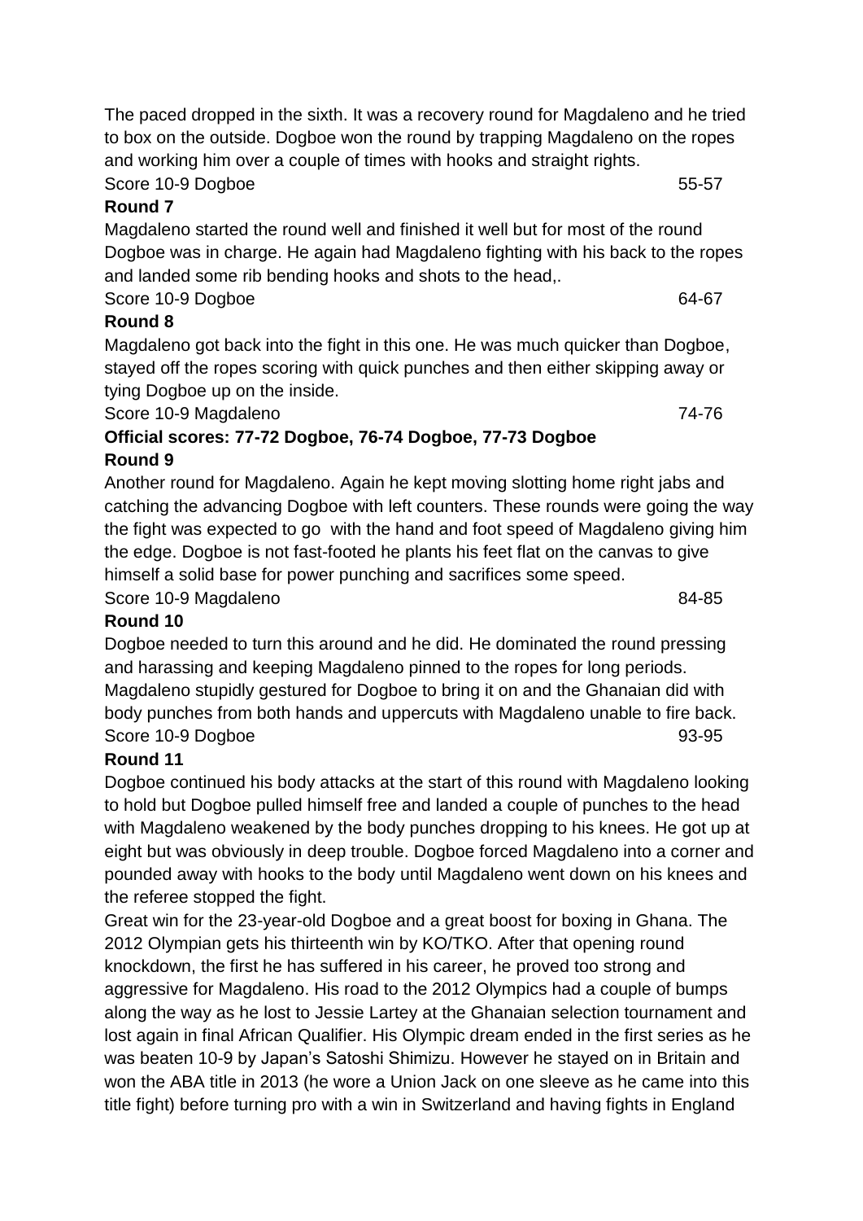The paced dropped in the sixth. It was a recovery round for Magdaleno and he tried to box on the outside. Dogboe won the round by trapping Magdaleno on the ropes and working him over a couple of times with hooks and straight rights.

Score 10-9 Dogboe 55-57

**Round 7**

Magdaleno started the round well and finished it well but for most of the round Dogboe was in charge. He again had Magdaleno fighting with his back to the ropes and landed some rib bending hooks and shots to the head,.

Score 10-9 Dogboe 64-67

**Round 8**

Magdaleno got back into the fight in this one. He was much quicker than Dogboe, stayed off the ropes scoring with quick punches and then either skipping away or tying Dogboe up on the inside.

Score 10-9 Magdaleno 74-76

**Official scores: 77-72 Dogboe, 76-74 Dogboe, 77-73 Dogboe**

**Round 9**

Another round for Magdaleno. Again he kept moving slotting home right jabs and catching the advancing Dogboe with left counters. These rounds were going the way the fight was expected to go with the hand and foot speed of Magdaleno giving him the edge. Dogboe is not fast-footed he plants his feet flat on the canvas to give himself a solid base for power punching and sacrifices some speed.

Score 10-9 Magdaleno 84-85

**Round 10**

Dogboe needed to turn this around and he did. He dominated the round pressing and harassing and keeping Magdaleno pinned to the ropes for long periods. Magdaleno stupidly gestured for Dogboe to bring it on and the Ghanaian did with body punches from both hands and uppercuts with Magdaleno unable to fire back.

Score 10-9 Dogboe 93-95

**Round 11**

Dogboe continued his body attacks at the start of this round with Magdaleno looking to hold but Dogboe pulled himself free and landed a couple of punches to the head with Magdaleno weakened by the body punches dropping to his knees. He got up at eight but was obviously in deep trouble. Dogboe forced Magdaleno into a corner and pounded away with hooks to the body until Magdaleno went down on his knees and the referee stopped the fight.

Great win for the 23-year-old Dogboe and a great boost for boxing in Ghana. The 2012 Olympian gets his thirteenth win by KO/TKO. After that opening round knockdown, the first he has suffered in his career, he proved too strong and aggressive for Magdaleno. His road to the 2012 Olympics had a couple of bumps along the way as he lost to Jessie Lartey at the Ghanaian selection tournament and lost again in final African Qualifier. His Olympic dream ended in the first series as he was beaten 10-9 by Japan's Satoshi Shimizu. However he stayed on in Britain and won the ABA title in 2013 (he wore a Union Jack on one sleeve as he came into this title fight) before turning pro with a win in Switzerland and having fights in England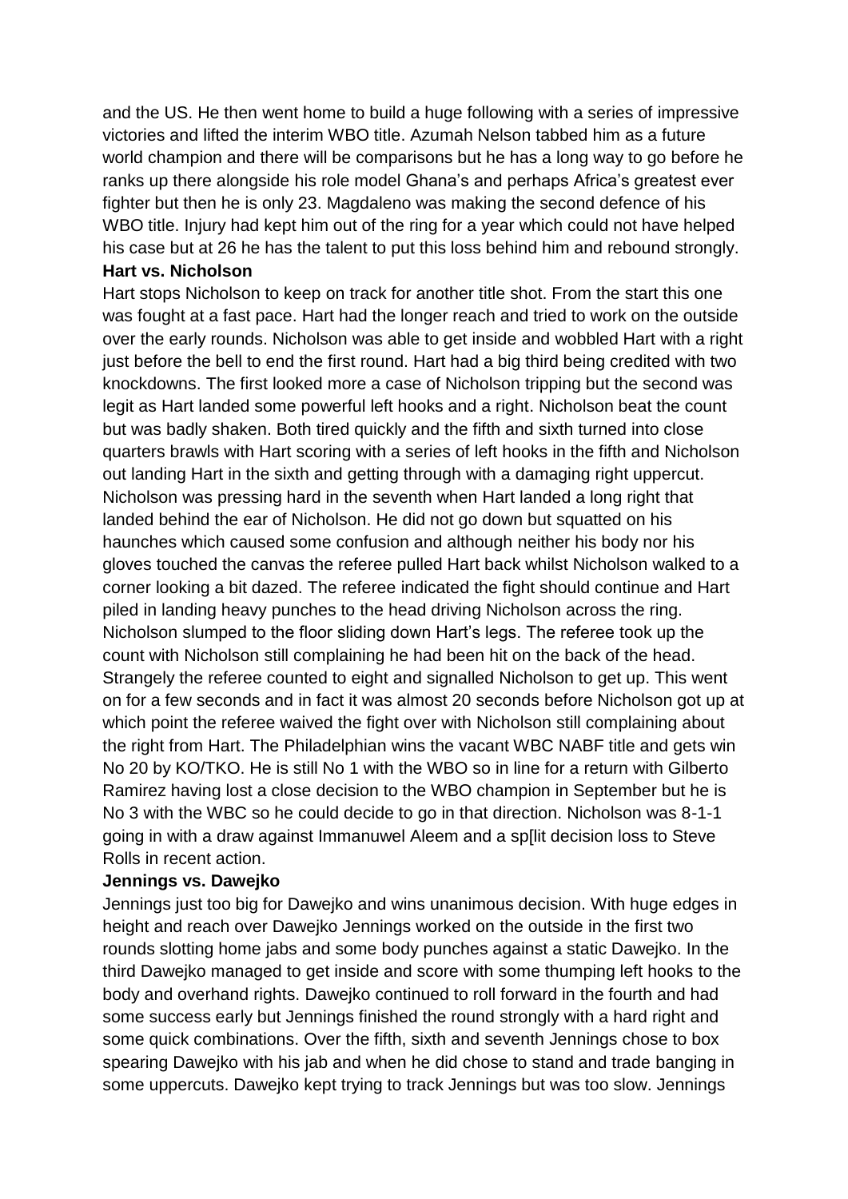and the US. He then went home to build a huge following with a series of impressive victories and lifted the interim WBO title. Azumah Nelson tabbed him as a future world champion and there will be comparisons but he has a long way to go before he ranks up there alongside his role model Ghana's and perhaps Africa's greatest ever fighter but then he is only 23. Magdaleno was making the second defence of his WBO title. Injury had kept him out of the ring for a year which could not have helped his case but at 26 he has the talent to put this loss behind him and rebound strongly.

**Hart vs. Nicholson**

Hart stops Nicholson to keep on track for another title shot. From the start this one was fought at a fast pace. Hart had the longer reach and tried to work on the outside over the early rounds. Nicholson was able to get inside and wobbled Hart with a right just before the bell to end the first round. Hart had a big third being credited with two knockdowns. The first looked more a case of Nicholson tripping but the second was legit as Hart landed some powerful left hooks and a right. Nicholson beat the count but was badly shaken. Both tired quickly and the fifth and sixth turned into close quarters brawls with Hart scoring with a series of left hooks in the fifth and Nicholson out landing Hart in the sixth and getting through with a damaging right uppercut. Nicholson was pressing hard in the seventh when Hart landed a long right that landed behind the ear of Nicholson. He did not go down but squatted on his haunches which caused some confusion and although neither his body nor his gloves touched the canvas the referee pulled Hart back whilst Nicholson walked to a corner looking a bit dazed. The referee indicated the fight should continue and Hart piled in landing heavy punches to the head driving Nicholson across the ring. Nicholson slumped to the floor sliding down Hart's legs. The referee took up the count with Nicholson still complaining he had been hit on the back of the head. Strangely the referee counted to eight and signalled Nicholson to get up. This went on for a few seconds and in fact it was almost 20 seconds before Nicholson got up at which point the referee waived the fight over with Nicholson still complaining about the right from Hart. The Philadelphian wins the vacant WBC NABF title and gets win No 20 by KO/TKO. He is still No 1 with the WBO so in line for a return with Gilberto Ramirez having lost a close decision to the WBO champion in September but he is No 3 with the WBC so he could decide to go in that direction. Nicholson was 8-1-1 going in with a draw against Immanuwel Aleem and a sp[lit decision loss to Steve Rolls in recent action.

**Jennings vs. Dawejko**

Jennings just too big for Dawejko and wins unanimous decision. With huge edges in height and reach over Dawejko Jennings worked on the outside in the first two rounds slotting home jabs and some body punches against a static Dawejko. In the third Dawejko managed to get inside and score with some thumping left hooks to the body and overhand rights. Dawejko continued to roll forward in the fourth and had some success early but Jennings finished the round strongly with a hard right and some quick combinations. Over the fifth, sixth and seventh Jennings chose to box spearing Dawejko with his jab and when he did chose to stand and trade banging in some uppercuts. Dawejko kept trying to track Jennings but was too slow. Jennings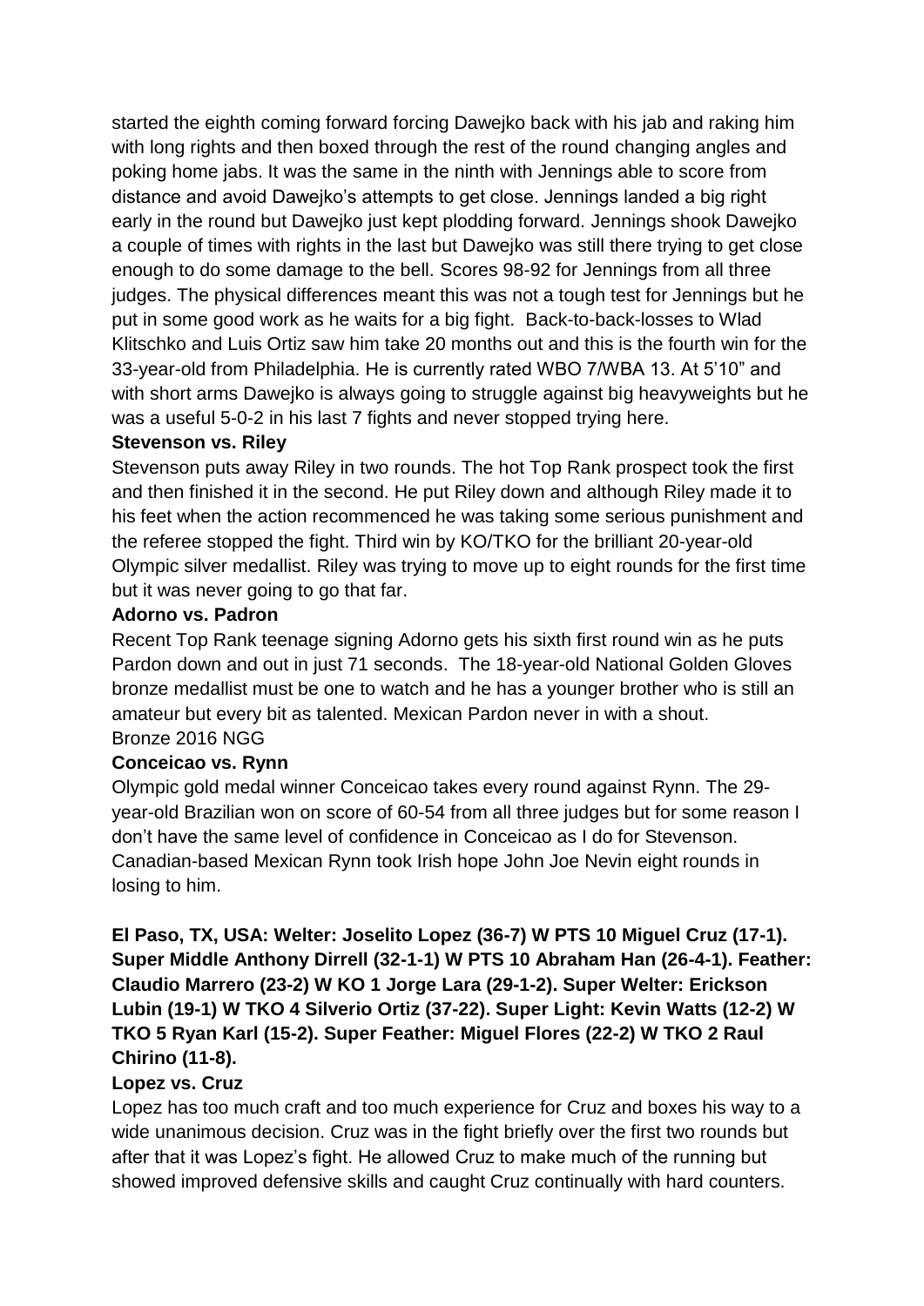started the eighth coming forward forcing Dawejko back with his jab and raking him with long rights and then boxed through the rest of the round changing angles and poking home jabs. It was the same in the ninth with Jennings able to score from distance and avoid Dawejko's attempts to get close. Jennings landed a big right early in the round but Dawejko just kept plodding forward. Jennings shook Dawejko a couple of times with rights in the last but Dawejko was still there trying to get close enough to do some damage to the bell. Scores 98-92 for Jennings from all three judges. The physical differences meant this was not a tough test for Jennings but he put in some good work as he waits for a big fight. Back-to-back-losses to Wlad Klitschko and Luis Ortiz saw him take 20 months out and this is the fourth win for the 33-year-old from Philadelphia. He is currently rated WBO 7/WBA 13. At 5'10" and with short arms Dawejko is always going to struggle against big heavyweights but he was a useful 5-0-2 in his last 7 fights and never stopped trying here.

**Stevenson vs. Riley**

Stevenson puts away Riley in two rounds. The hot Top Rank prospect took the first and then finished it in the second. He put Riley down and although Riley made it to his feet when the action recommenced he was taking some serious punishment and the referee stopped the fight. Third win by KO/TKO for the brilliant 20-year-old Olympic silver medallist. Riley was trying to move up to eight rounds for the first time but it was never going to go that far.

**Adorno vs. Padron**

Recent Top Rank teenage signing Adorno gets his sixth first round win as he puts Pardon down and out in just 71 seconds. The 18-year-old National Golden Gloves bronze medallist must be one to watch and he has a younger brother who is still an amateur but every bit as talented. Mexican Pardon never in with a shout.
Bronze 2016 NGG

**Conceicao vs. Rynn**

Olympic gold medal winner Conceicao takes every round against Rynn. The 29-year-old Brazilian won on score of 60-54 from all three judges but for some reason I don't have the same level of confidence in Conceicao as I do for Stevenson. Canadian-based Mexican Rynn took Irish hope John Joe Nevin eight rounds in losing to him.

**El Paso, TX, USA: Welter: Joselito Lopez (36-7) W PTS 10 Miguel Cruz (17-1). Super Middle Anthony Dirrell (32-1-1) W PTS 10 Abraham Han (26-4-1). Feather: Claudio Marrero (23-2) W KO 1 Jorge Lara (29-1-2). Super Welter: Erickson Lubin (19-1) W TKO 4 Silverio Ortiz (37-22). Super Light: Kevin Watts (12-2) W TKO 5 Ryan Karl (15-2). Super Feather: Miguel Flores (22-2) W TKO 2 Raul Chirino (11-8).**

**Lopez vs. Cruz**

Lopez has too much craft and too much experience for Cruz and boxes his way to a wide unanimous decision. Cruz was in the fight briefly over the first two rounds but after that it was Lopez's fight. He allowed Cruz to make much of the running but showed improved defensive skills and caught Cruz continually with hard counters.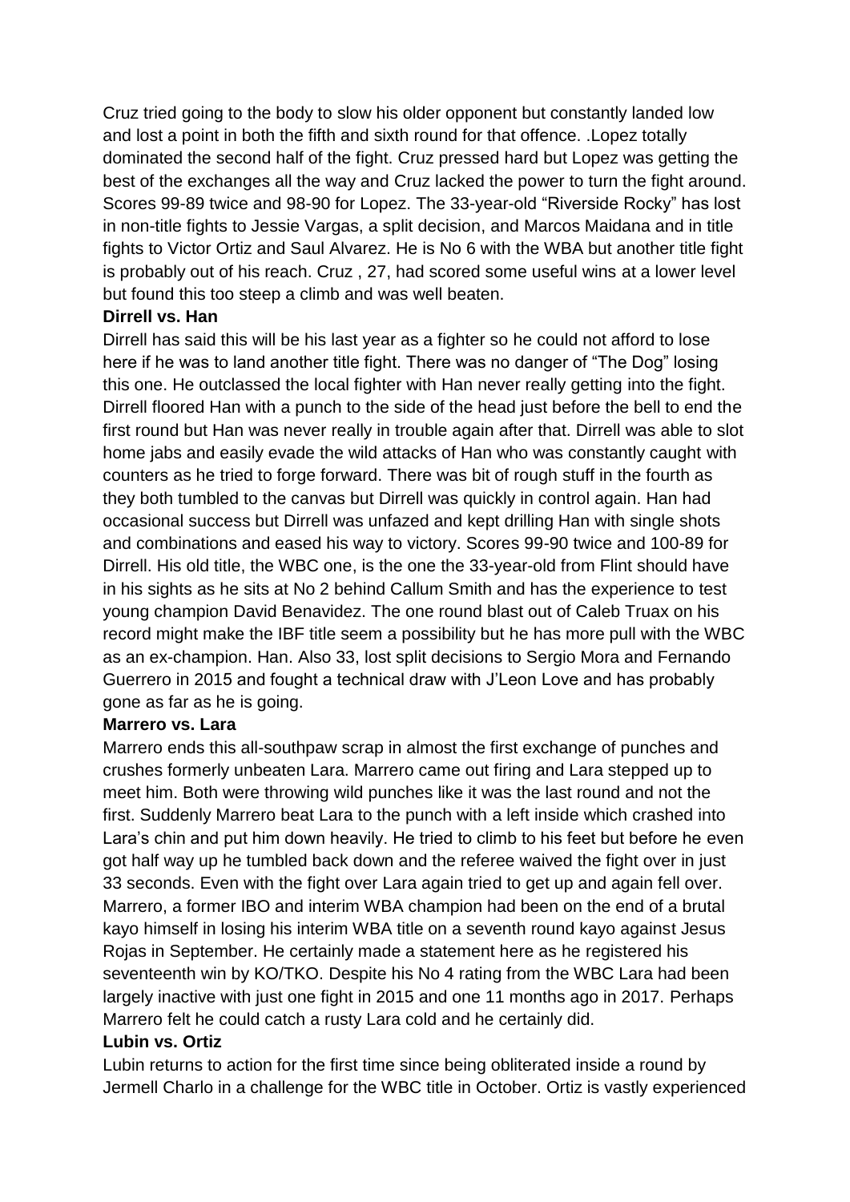Cruz tried going to the body to slow his older opponent but constantly landed low and lost a point in both the fifth and sixth round for that offence. .Lopez totally dominated the second half of the fight. Cruz pressed hard but Lopez was getting the best of the exchanges all the way and Cruz lacked the power to turn the fight around. Scores 99-89 twice and 98-90 for Lopez. The 33-year-old "Riverside Rocky" has lost in non-title fights to Jessie Vargas, a split decision, and Marcos Maidana and in title fights to Victor Ortiz and Saul Alvarez. He is No 6 with the WBA but another title fight is probably out of his reach. Cruz , 27, had scored some useful wins at a lower level but found this too steep a climb and was well beaten.

**Dirrell vs. Han**

Dirrell has said this will be his last year as a fighter so he could not afford to lose here if he was to land another title fight. There was no danger of "The Dog" losing this one. He outclassed the local fighter with Han never really getting into the fight. Dirrell floored Han with a punch to the side of the head just before the bell to end the first round but Han was never really in trouble again after that. Dirrell was able to slot home jabs and easily evade the wild attacks of Han who was constantly caught with counters as he tried to forge forward. There was bit of rough stuff in the fourth as they both tumbled to the canvas but Dirrell was quickly in control again. Han had occasional success but Dirrell was unfazed and kept drilling Han with single shots and combinations and eased his way to victory. Scores 99-90 twice and 100-89 for Dirrell. His old title, the WBC one, is the one the 33-year-old from Flint should have in his sights as he sits at No 2 behind Callum Smith and has the experience to test young champion David Benavidez. The one round blast out of Caleb Truax on his record might make the IBF title seem a possibility but he has more pull with the WBC as an ex-champion. Han. Also 33, lost split decisions to Sergio Mora and Fernando Guerrero in 2015 and fought a technical draw with J'Leon Love and has probably gone as far as he is going.

**Marrero vs. Lara**

Marrero ends this all-southpaw scrap in almost the first exchange of punches and crushes formerly unbeaten Lara. Marrero came out firing and Lara stepped up to meet him. Both were throwing wild punches like it was the last round and not the first. Suddenly Marrero beat Lara to the punch with a left inside which crashed into Lara's chin and put him down heavily. He tried to climb to his feet but before he even got half way up he tumbled back down and the referee waived the fight over in just 33 seconds. Even with the fight over Lara again tried to get up and again fell over. Marrero, a former IBO and interim WBA champion had been on the end of a brutal kayo himself in losing his interim WBA title on a seventh round kayo against Jesus Rojas in September. He certainly made a statement here as he registered his seventeenth win by KO/TKO. Despite his No 4 rating from the WBC Lara had been largely inactive with just one fight in 2015 and one 11 months ago in 2017. Perhaps Marrero felt he could catch a rusty Lara cold and he certainly did.

**Lubin vs. Ortiz**

Lubin returns to action for the first time since being obliterated inside a round by Jermell Charlo in a challenge for the WBC title in October. Ortiz is vastly experienced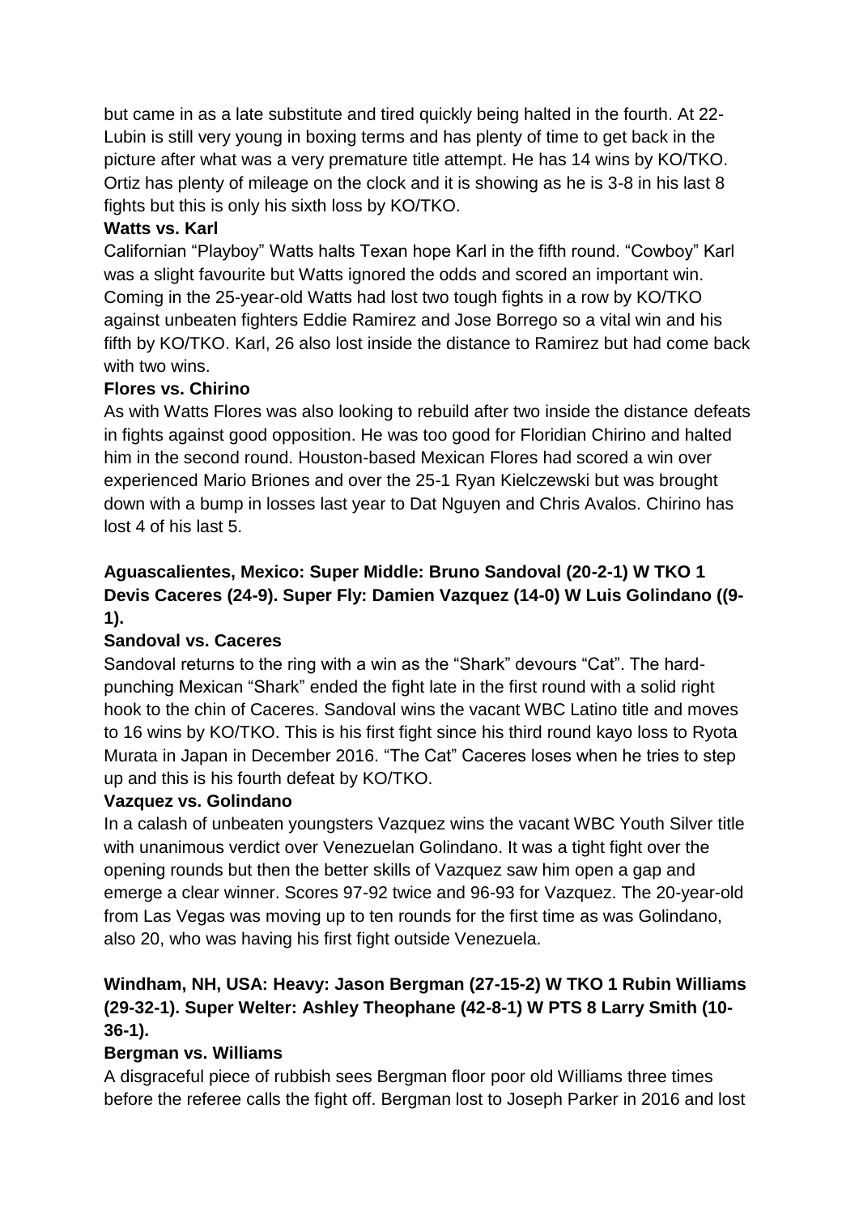but came in as a late substitute and tired quickly being halted in the fourth. At 22- Lubin is still very young in boxing terms and has plenty of time to get back in the picture after what was a very premature title attempt. He has 14 wins by KO/TKO. Ortiz has plenty of mileage on the clock and it is showing as he is 3-8 in his last 8 fights but this is only his sixth loss by KO/TKO.

**Watts vs. Karl**

Californian "Playboy" Watts halts Texan hope Karl in the fifth round. "Cowboy" Karl was a slight favourite but Watts ignored the odds and scored an important win. Coming in the 25-year-old Watts had lost two tough fights in a row by KO/TKO against unbeaten fighters Eddie Ramirez and Jose Borrego so a vital win and his fifth by KO/TKO. Karl, 26 also lost inside the distance to Ramirez but had come back with two wins.

**Flores vs. Chirino**

As with Watts Flores was also looking to rebuild after two inside the distance defeats in fights against good opposition. He was too good for Floridian Chirino and halted him in the second round. Houston-based Mexican Flores had scored a win over experienced Mario Briones and over the 25-1 Ryan Kielczewski but was brought down with a bump in losses last year to Dat Nguyen and Chris Avalos. Chirino has lost 4 of his last 5.

**Aguascalientes, Mexico: Super Middle: Bruno Sandoval (20-2-1) W TKO 1 Devis Caceres (24-9). Super Fly: Damien Vazquez (14-0) W Luis Golindano ((9-1).**

**Sandoval vs. Caceres**

Sandoval returns to the ring with a win as the "Shark" devours "Cat". The hard-punching Mexican "Shark" ended the fight late in the first round with a solid right hook to the chin of Caceres. Sandoval wins the vacant WBC Latino title and moves to 16 wins by KO/TKO. This is his first fight since his third round kayo loss to Ryota Murata in Japan in December 2016. "The Cat" Caceres loses when he tries to step up and this is his fourth defeat by KO/TKO.

**Vazquez vs. Golindano**

In a calash of unbeaten youngsters Vazquez wins the vacant WBC Youth Silver title with unanimous verdict over Venezuelan Golindano. It was a tight fight over the opening rounds but then the better skills of Vazquez saw him open a gap and emerge a clear winner. Scores 97-92 twice and 96-93 for Vazquez. The 20-year-old from Las Vegas was moving up to ten rounds for the first time as was Golindano, also 20, who was having his first fight outside Venezuela.

**Windham, NH, USA: Heavy: Jason Bergman (27-15-2) W TKO 1 Rubin Williams (29-32-1). Super Welter: Ashley Theophane (42-8-1) W PTS 8 Larry Smith (10-36-1).**

**Bergman vs. Williams**

A disgraceful piece of rubbish sees Bergman floor poor old Williams three times before the referee calls the fight off. Bergman lost to Joseph Parker in 2016 and lost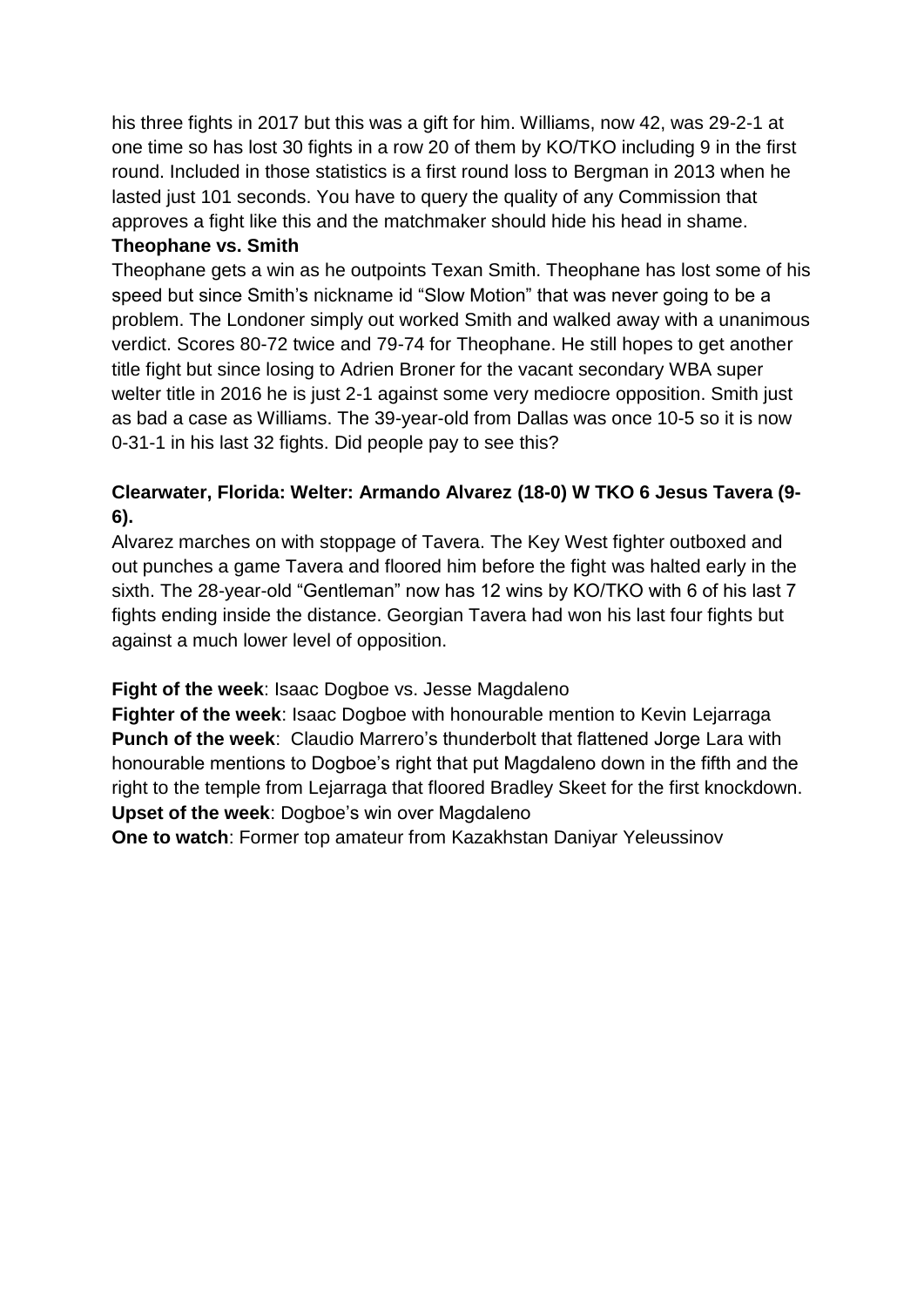his three fights in 2017 but this was a gift for him. Williams, now 42, was 29-2-1 at one time so has lost 30 fights in a row 20 of them by KO/TKO including 9 in the first round. Included in those statistics is a first round loss to Bergman in 2013 when he lasted just 101 seconds. You have to query the quality of any Commission that approves a fight like this and the matchmaker should hide his head in shame.

**Theophane vs. Smith**

Theophane gets a win as he outpoints Texan Smith. Theophane has lost some of his speed but since Smith's nickname id "Slow Motion" that was never going to be a problem. The Londoner simply out worked Smith and walked away with a unanimous verdict. Scores 80-72 twice and 79-74 for Theophane. He still hopes to get another title fight but since losing to Adrien Broner for the vacant secondary WBA super welter title in 2016 he is just 2-1 against some very mediocre opposition. Smith just as bad a case as Williams. The 39-year-old from Dallas was once 10-5 so it is now 0-31-1 in his last 32 fights. Did people pay to see this?

**Clearwater, Florida: Welter: Armando Alvarez (18-0) W TKO 6 Jesus Tavera (9-6).**

Alvarez marches on with stoppage of Tavera. The Key West fighter outboxed and out punches a game Tavera and floored him before the fight was halted early in the sixth. The 28-year-old "Gentleman" now has 12 wins by KO/TKO with 6 of his last 7 fights ending inside the distance. Georgian Tavera had won his last four fights but against a much lower level of opposition.

**Fight of the week**: Isaac Dogboe vs. Jesse Magdaleno
**Fighter of the week**: Isaac Dogboe with honourable mention to Kevin Lejarraga
**Punch of the week**: Claudio Marrero's thunderbolt that flattened Jorge Lara with honourable mentions to Dogboe's right that put Magdaleno down in the fifth and the right to the temple from Lejarraga that floored Bradley Skeet for the first knockdown.
**Upset of the week**: Dogboe's win over Magdaleno
**One to watch**: Former top amateur from Kazakhstan Daniyar Yeleussinov